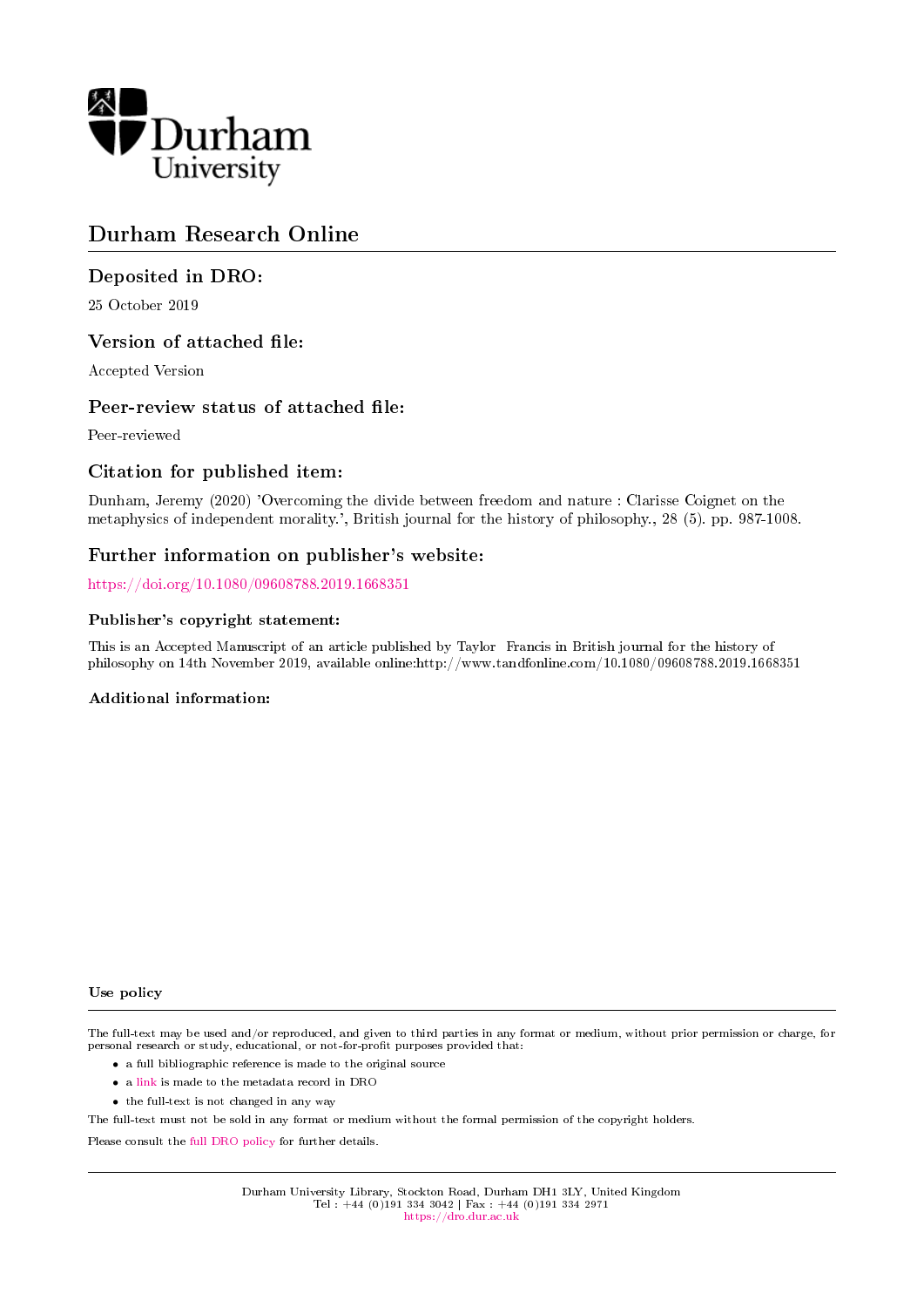Durham University

# Durham Research Online

## Deposited in DRO:

25 October 2019

## Version of attached file:

Accepted Version

## Peer-review status of attached file:

Peer-reviewed

## Citation for published item:

Dunham, Jeremy (2020) 'Overcoming the divide between freedom and nature : Clarisse Coignet on the metaphysics of independent morality.', British journal for the history of philosophy., 28 (5). pp. 987-1008.

## Further information on publisher's website:

https://doi.org/10.1080/09608788.2019.1668351

### Publisher's copyright statement:

This is an Accepted Manuscript of an article published by Taylor Francis in British journal for the history of philosophy on 14th November 2019, available online:http://www.tandfonline.com/10.1080/09608788.2019.1668351

### Additional information:

### Use policy

The full-text may be used and/or reproduced, and given to third parties in any format or medium, without prior permission or charge, for personal research or study, educational, or not-for-profit purposes provided that:

- a full bibliographic reference is made to the original source
- a link is made to the metadata record in DRO
- the full-text is not changed in any way

The full-text must not be sold in any format or medium without the formal permission of the copyright holders.

Please consult the full DRO policy for further details.

Durham University Library, Stockton Road, Durham DH1 3LY, United Kingdom
Tel : +44 (0)191 334 3042 | Fax : +44 (0)191 334 2971
https://dro.dur.ac.uk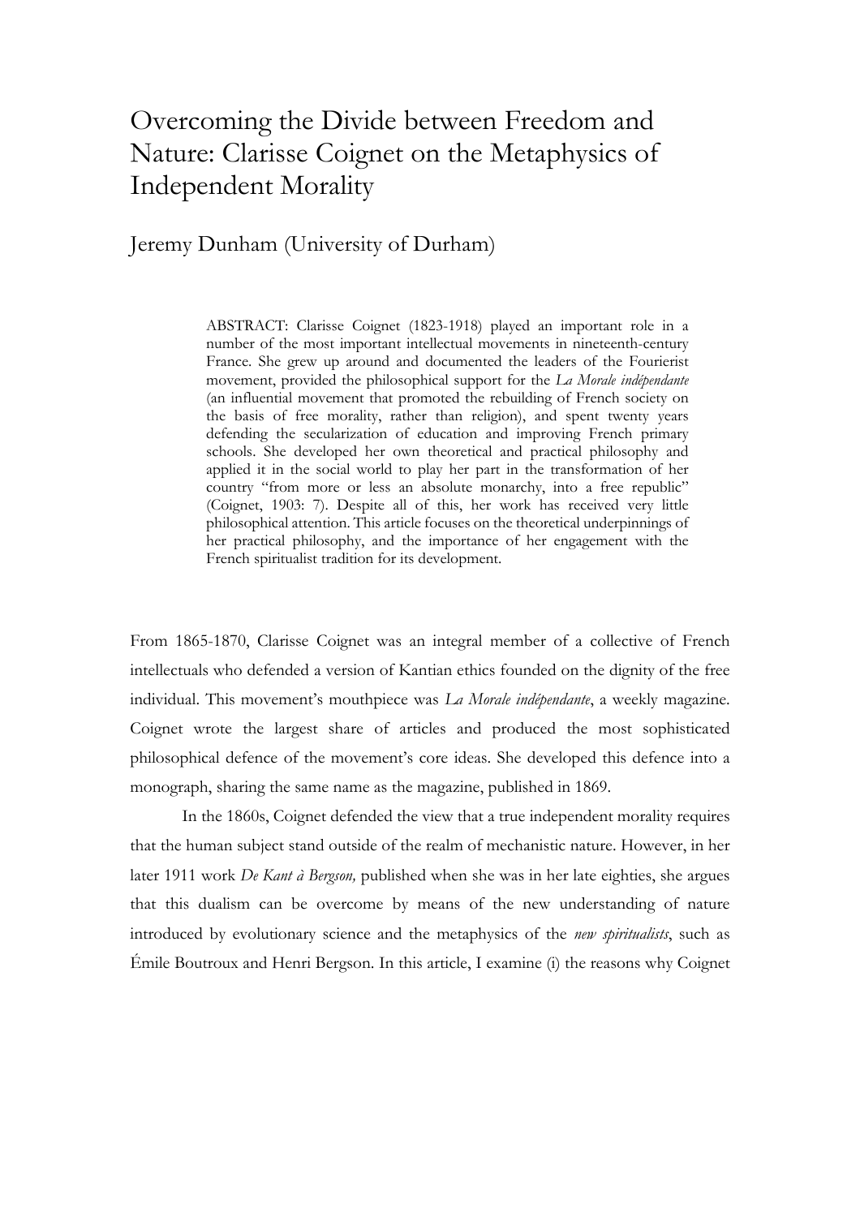# Overcoming the Divide between Freedom and Nature: Clarisse Coignet on the Metaphysics of Independent Morality

Jeremy Dunham (University of Durham)

ABSTRACT: Clarisse Coignet (1823-1918) played an important role in a number of the most important intellectual movements in nineteenth-century France. She grew up around and documented the leaders of the Fourierist movement, provided the philosophical support for the *La Morale indépendante* (an influential movement that promoted the rebuilding of French society on the basis of free morality, rather than religion), and spent twenty years defending the secularization of education and improving French primary schools. She developed her own theoretical and practical philosophy and applied it in the social world to play her part in the transformation of her country "from more or less an absolute monarchy, into a free republic" (Coignet, 1903: 7). Despite all of this, her work has received very little philosophical attention. This article focuses on the theoretical underpinnings of her practical philosophy, and the importance of her engagement with the French spiritualist tradition for its development.

From 1865-1870, Clarisse Coignet was an integral member of a collective of French intellectuals who defended a version of Kantian ethics founded on the dignity of the free individual. This movement's mouthpiece was *La Morale indépendante*, a weekly magazine. Coignet wrote the largest share of articles and produced the most sophisticated philosophical defence of the movement's core ideas. She developed this defence into a monograph, sharing the same name as the magazine, published in 1869.

In the 1860s, Coignet defended the view that a true independent morality requires that the human subject stand outside of the realm of mechanistic nature. However, in her later 1911 work *De Kant à Bergson,* published when she was in her late eighties, she argues that this dualism can be overcome by means of the new understanding of nature introduced by evolutionary science and the metaphysics of the *new spiritualists*, such as Émile Boutroux and Henri Bergson. In this article, I examine (i) the reasons why Coignet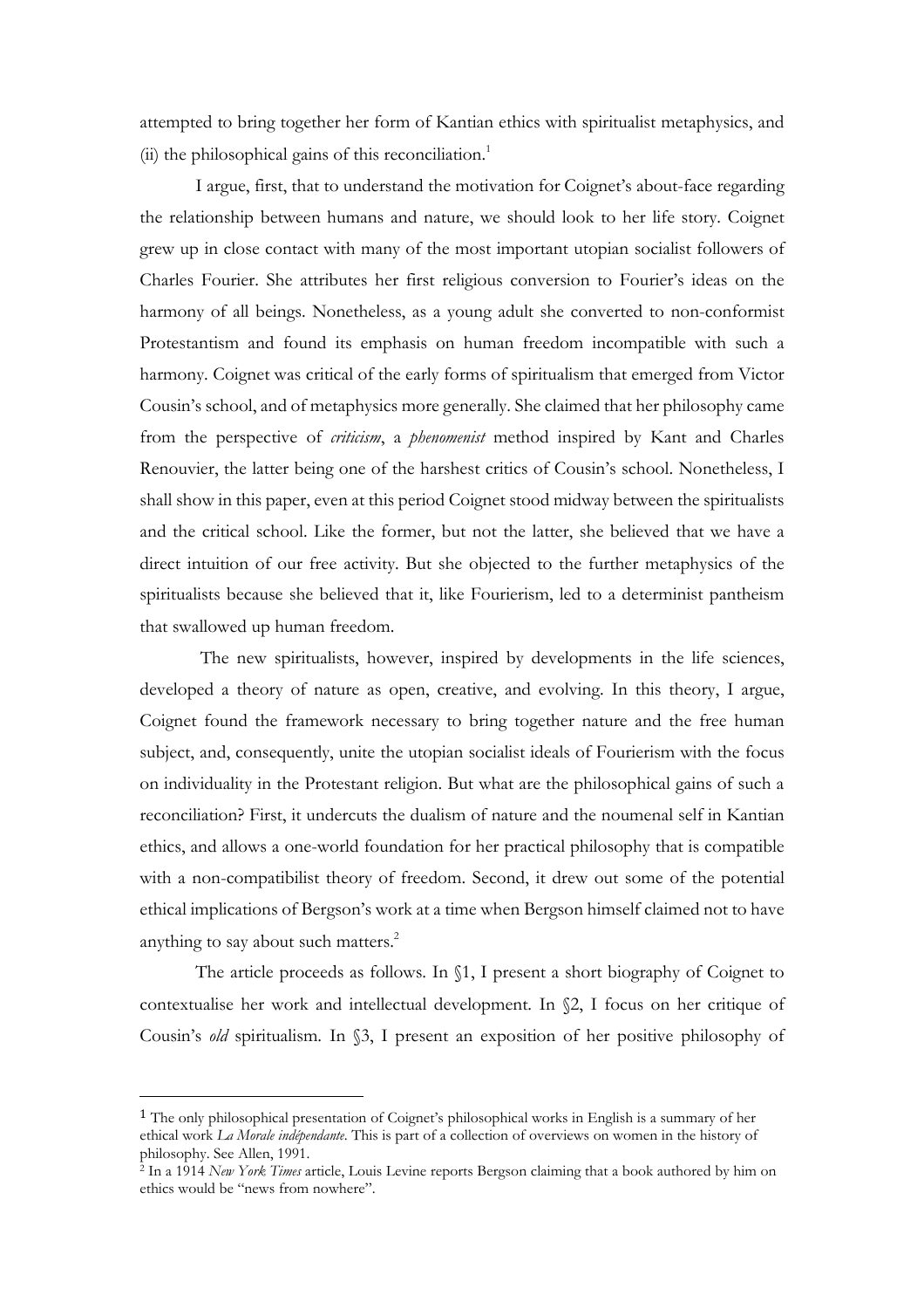attempted to bring together her form of Kantian ethics with spiritualist metaphysics, and (ii) the philosophical gains of this reconciliation.[1]

I argue, first, that to understand the motivation for Coignet's about-face regarding the relationship between humans and nature, we should look to her life story. Coignet grew up in close contact with many of the most important utopian socialist followers of Charles Fourier. She attributes her first religious conversion to Fourier's ideas on the harmony of all beings. Nonetheless, as a young adult she converted to non-conformist Protestantism and found its emphasis on human freedom incompatible with such a harmony. Coignet was critical of the early forms of spiritualism that emerged from Victor Cousin's school, and of metaphysics more generally. She claimed that her philosophy came from the perspective of *criticism*, a *phenomenist* method inspired by Kant and Charles Renouvier, the latter being one of the harshest critics of Cousin's school. Nonetheless, I shall show in this paper, even at this period Coignet stood midway between the spiritualists and the critical school. Like the former, but not the latter, she believed that we have a direct intuition of our free activity. But she objected to the further metaphysics of the spiritualists because she believed that it, like Fourierism, led to a determinist pantheism that swallowed up human freedom.

The new spiritualists, however, inspired by developments in the life sciences, developed a theory of nature as open, creative, and evolving. In this theory, I argue, Coignet found the framework necessary to bring together nature and the free human subject, and, consequently, unite the utopian socialist ideals of Fourierism with the focus on individuality in the Protestant religion. But what are the philosophical gains of such a reconciliation? First, it undercuts the dualism of nature and the noumenal self in Kantian ethics, and allows a one-world foundation for her practical philosophy that is compatible with a non-compatibilist theory of freedom. Second, it drew out some of the potential ethical implications of Bergson's work at a time when Bergson himself claimed not to have anything to say about such matters.[2]

The article proceeds as follows. In §1, I present a short biography of Coignet to contextualise her work and intellectual development. In §2, I focus on her critique of Cousin's *old* spiritualism. In §3, I present an exposition of her positive philosophy of

---

[1] The only philosophical presentation of Coignet's philosophical works in English is a summary of her ethical work *La Morale indépendante*. This is part of a collection of overviews on women in the history of philosophy. See Allen, 1991.

[2] In a 1914 *New York Times* article, Louis Levine reports Bergson claiming that a book authored by him on ethics would be "news from nowhere".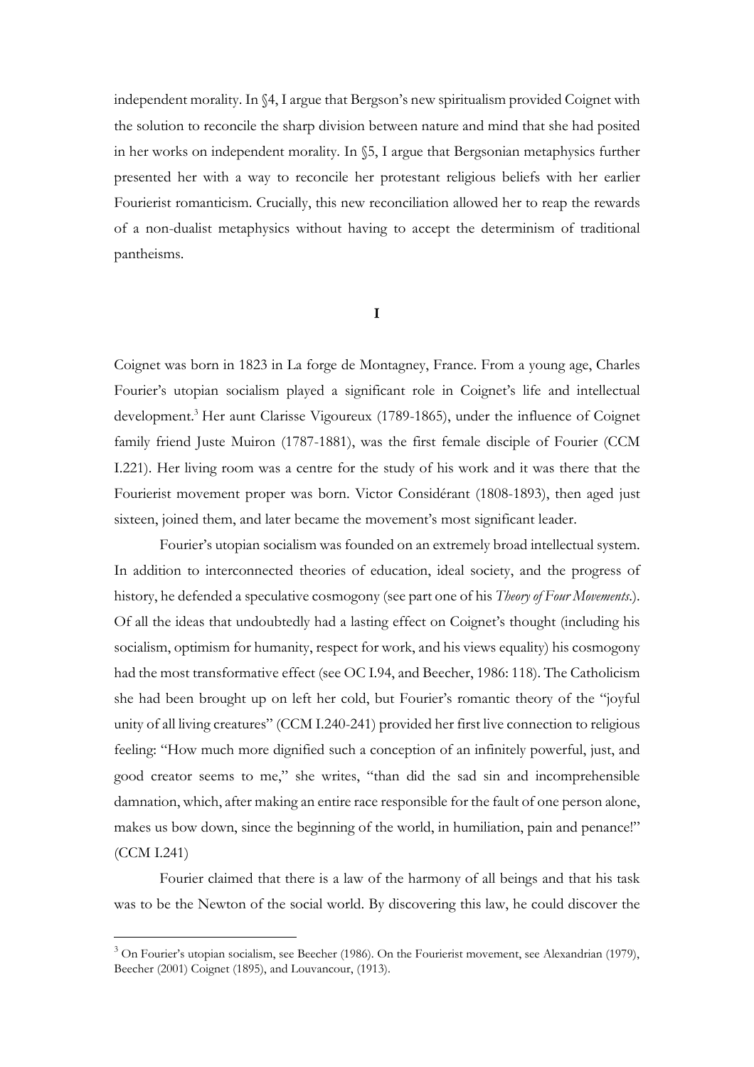independent morality. In §4, I argue that Bergson's new spiritualism provided Coignet with the solution to reconcile the sharp division between nature and mind that she had posited in her works on independent morality. In §5, I argue that Bergsonian metaphysics further presented her with a way to reconcile her protestant religious beliefs with her earlier Fourierist romanticism. Crucially, this new reconciliation allowed her to reap the rewards of a non-dualist metaphysics without having to accept the determinism of traditional pantheisms.

## I

Coignet was born in 1823 in La forge de Montagney, France. From a young age, Charles Fourier's utopian socialism played a significant role in Coignet's life and intellectual development.[3] Her aunt Clarisse Vigoureux (1789-1865), under the influence of Coignet family friend Juste Muiron (1787-1881), was the first female disciple of Fourier (CCM I.221). Her living room was a centre for the study of his work and it was there that the Fourierist movement proper was born. Victor Considérant (1808-1893), then aged just sixteen, joined them, and later became the movement's most significant leader.

Fourier's utopian socialism was founded on an extremely broad intellectual system. In addition to interconnected theories of education, ideal society, and the progress of history, he defended a speculative cosmogony (see part one of his *Theory of Four Movements*.). Of all the ideas that undoubtedly had a lasting effect on Coignet's thought (including his socialism, optimism for humanity, respect for work, and his views equality) his cosmogony had the most transformative effect (see OC I.94, and Beecher, 1986: 118). The Catholicism she had been brought up on left her cold, but Fourier's romantic theory of the "joyful unity of all living creatures" (CCM I.240-241) provided her first live connection to religious feeling: "How much more dignified such a conception of an infinitely powerful, just, and good creator seems to me," she writes, "than did the sad sin and incomprehensible damnation, which, after making an entire race responsible for the fault of one person alone, makes us bow down, since the beginning of the world, in humiliation, pain and penance!" (CCM I.241)

Fourier claimed that there is a law of the harmony of all beings and that his task was to be the Newton of the social world. By discovering this law, he could discover the

---

[3] On Fourier's utopian socialism, see Beecher (1986). On the Fourierist movement, see Alexandrian (1979), Beecher (2001) Coignet (1895), and Louvancour, (1913).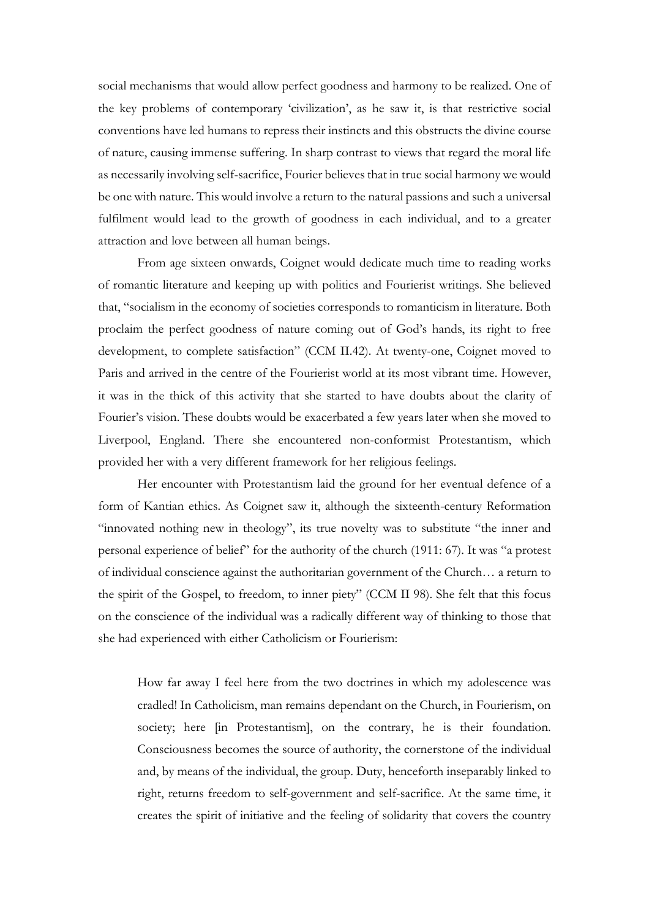social mechanisms that would allow perfect goodness and harmony to be realized. One of the key problems of contemporary 'civilization', as he saw it, is that restrictive social conventions have led humans to repress their instincts and this obstructs the divine course of nature, causing immense suffering. In sharp contrast to views that regard the moral life as necessarily involving self-sacrifice, Fourier believes that in true social harmony we would be one with nature. This would involve a return to the natural passions and such a universal fulfilment would lead to the growth of goodness in each individual, and to a greater attraction and love between all human beings.

From age sixteen onwards, Coignet would dedicate much time to reading works of romantic literature and keeping up with politics and Fourierist writings. She believed that, "socialism in the economy of societies corresponds to romanticism in literature. Both proclaim the perfect goodness of nature coming out of God's hands, its right to free development, to complete satisfaction" (CCM II.42). At twenty-one, Coignet moved to Paris and arrived in the centre of the Fourierist world at its most vibrant time. However, it was in the thick of this activity that she started to have doubts about the clarity of Fourier's vision. These doubts would be exacerbated a few years later when she moved to Liverpool, England. There she encountered non-conformist Protestantism, which provided her with a very different framework for her religious feelings.

Her encounter with Protestantism laid the ground for her eventual defence of a form of Kantian ethics. As Coignet saw it, although the sixteenth-century Reformation "innovated nothing new in theology", its true novelty was to substitute "the inner and personal experience of belief" for the authority of the church (1911: 67). It was "a protest of individual conscience against the authoritarian government of the Church… a return to the spirit of the Gospel, to freedom, to inner piety" (CCM II 98). She felt that this focus on the conscience of the individual was a radically different way of thinking to those that she had experienced with either Catholicism or Fourierism:

> How far away I feel here from the two doctrines in which my adolescence was cradled! In Catholicism, man remains dependant on the Church, in Fourierism, on society; here [in Protestantism], on the contrary, he is their foundation. Consciousness becomes the source of authority, the cornerstone of the individual and, by means of the individual, the group. Duty, henceforth inseparably linked to right, returns freedom to self-government and self-sacrifice. At the same time, it creates the spirit of initiative and the feeling of solidarity that covers the country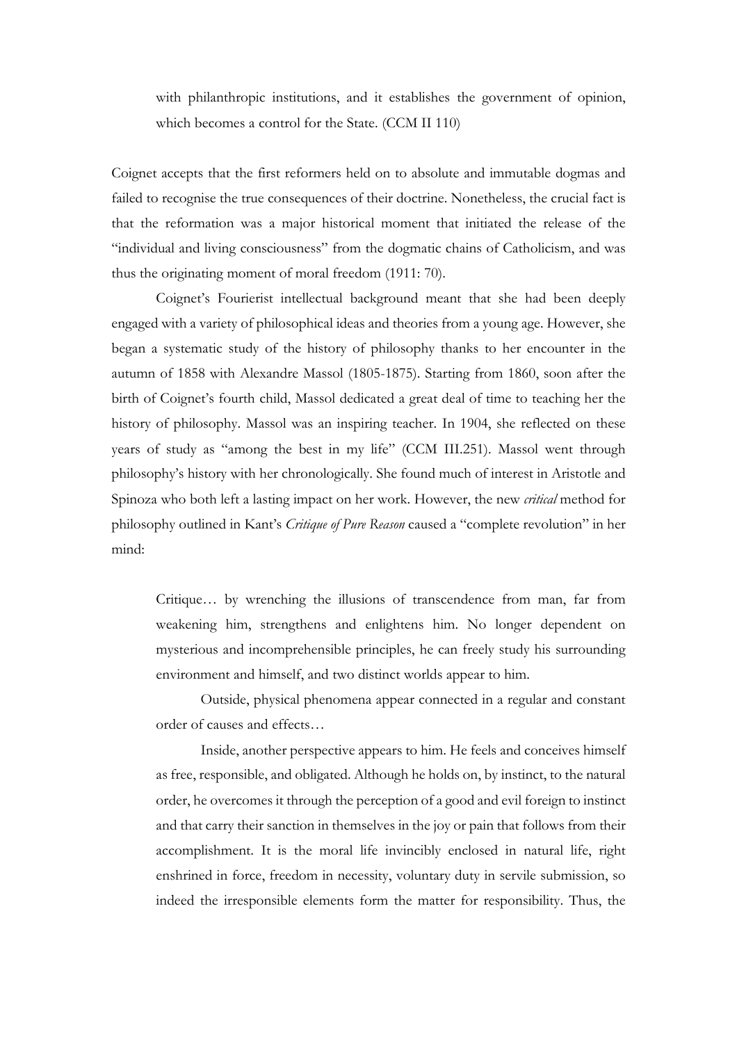with philanthropic institutions, and it establishes the government of opinion, which becomes a control for the State. (CCM II 110)

Coignet accepts that the first reformers held on to absolute and immutable dogmas and failed to recognise the true consequences of their doctrine. Nonetheless, the crucial fact is that the reformation was a major historical moment that initiated the release of the "individual and living consciousness" from the dogmatic chains of Catholicism, and was thus the originating moment of moral freedom (1911: 70).

Coignet's Fourierist intellectual background meant that she had been deeply engaged with a variety of philosophical ideas and theories from a young age. However, she began a systematic study of the history of philosophy thanks to her encounter in the autumn of 1858 with Alexandre Massol (1805-1875). Starting from 1860, soon after the birth of Coignet's fourth child, Massol dedicated a great deal of time to teaching her the history of philosophy. Massol was an inspiring teacher. In 1904, she reflected on these years of study as "among the best in my life" (CCM III.251). Massol went through philosophy's history with her chronologically. She found much of interest in Aristotle and Spinoza who both left a lasting impact on her work. However, the new *critical* method for philosophy outlined in Kant's *Critique of Pure Reason* caused a "complete revolution" in her mind:

> Critique… by wrenching the illusions of transcendence from man, far from weakening him, strengthens and enlightens him. No longer dependent on mysterious and incomprehensible principles, he can freely study his surrounding environment and himself, and two distinct worlds appear to him.
>
> Outside, physical phenomena appear connected in a regular and constant order of causes and effects…
>
> Inside, another perspective appears to him. He feels and conceives himself as free, responsible, and obligated. Although he holds on, by instinct, to the natural order, he overcomes it through the perception of a good and evil foreign to instinct and that carry their sanction in themselves in the joy or pain that follows from their accomplishment. It is the moral life invincibly enclosed in natural life, right enshrined in force, freedom in necessity, voluntary duty in servile submission, so indeed the irresponsible elements form the matter for responsibility. Thus, the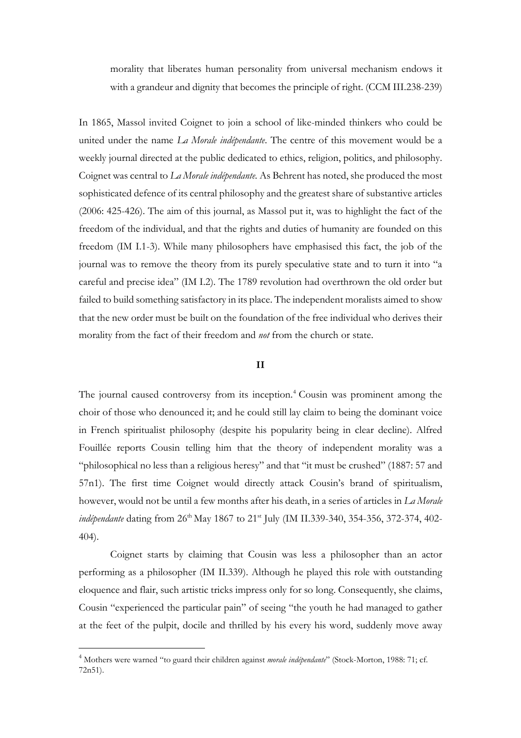morality that liberates human personality from universal mechanism endows it with a grandeur and dignity that becomes the principle of right. (CCM III.238-239)

In 1865, Massol invited Coignet to join a school of like-minded thinkers who could be united under the name *La Morale indépendante*. The centre of this movement would be a weekly journal directed at the public dedicated to ethics, religion, politics, and philosophy. Coignet was central to *La Morale indépendante.* As Behrent has noted, she produced the most sophisticated defence of its central philosophy and the greatest share of substantive articles (2006: 425-426). The aim of this journal, as Massol put it, was to highlight the fact of the freedom of the individual, and that the rights and duties of humanity are founded on this freedom (IM I.1-3). While many philosophers have emphasised this fact, the job of the journal was to remove the theory from its purely speculative state and to turn it into "a careful and precise idea" (IM I.2). The 1789 revolution had overthrown the old order but failed to build something satisfactory in its place. The independent moralists aimed to show that the new order must be built on the foundation of the free individual who derives their morality from the fact of their freedom and *not* from the church or state.

## II

The journal caused controversy from its inception.[4] Cousin was prominent among the choir of those who denounced it; and he could still lay claim to being the dominant voice in French spiritualist philosophy (despite his popularity being in clear decline). Alfred Fouillée reports Cousin telling him that the theory of independent morality was a "philosophical no less than a religious heresy" and that "it must be crushed" (1887: 57 and 57n1). The first time Coignet would directly attack Cousin's brand of spiritualism, however, would not be until a few months after his death, in a series of articles in *La Morale indépendante* dating from 26th May 1867 to 21st July (IM II.339-340, 354-356, 372-374, 402-404).

Coignet starts by claiming that Cousin was less a philosopher than an actor performing as a philosopher (IM II.339). Although he played this role with outstanding eloquence and flair, such artistic tricks impress only for so long. Consequently, she claims, Cousin "experienced the particular pain" of seeing "the youth he had managed to gather at the feet of the pulpit, docile and thrilled by his every his word, suddenly move away

[4] Mothers were warned "to guard their children against *morale indépendante*" (Stock-Morton, 1988: 71; cf. 72n51).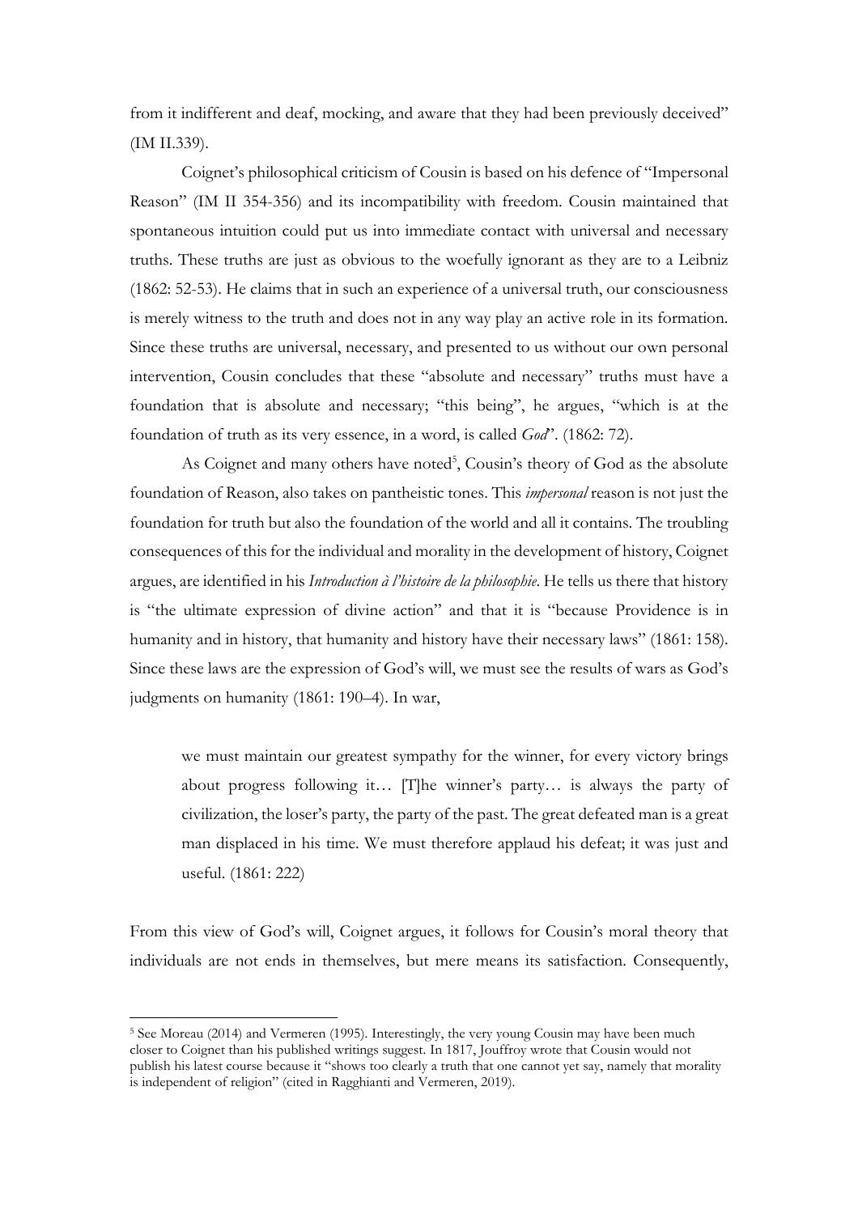from it indifferent and deaf, mocking, and aware that they had been previously deceived" (IM II.339).

Coignet's philosophical criticism of Cousin is based on his defence of "Impersonal Reason" (IM II 354-356) and its incompatibility with freedom. Cousin maintained that spontaneous intuition could put us into immediate contact with universal and necessary truths. These truths are just as obvious to the woefully ignorant as they are to a Leibniz (1862: 52-53). He claims that in such an experience of a universal truth, our consciousness is merely witness to the truth and does not in any way play an active role in its formation. Since these truths are universal, necessary, and presented to us without our own personal intervention, Cousin concludes that these "absolute and necessary" truths must have a foundation that is absolute and necessary; "this being", he argues, "which is at the foundation of truth as its very essence, in a word, is called *God*". (1862: 72).

As Coignet and many others have noted[5], Cousin's theory of God as the absolute foundation of Reason, also takes on pantheistic tones. This *impersonal* reason is not just the foundation for truth but also the foundation of the world and all it contains. The troubling consequences of this for the individual and morality in the development of history, Coignet argues, are identified in his *Introduction à l'histoire de la philosophie*. He tells us there that history is "the ultimate expression of divine action" and that it is "because Providence is in humanity and in history, that humanity and history have their necessary laws" (1861: 158). Since these laws are the expression of God's will, we must see the results of wars as God's judgments on humanity (1861: 190–4). In war,

> we must maintain our greatest sympathy for the winner, for every victory brings about progress following it… [T]he winner's party… is always the party of civilization, the loser's party, the party of the past. The great defeated man is a great man displaced in his time. We must therefore applaud his defeat; it was just and useful. (1861: 222)

From this view of God's will, Coignet argues, it follows for Cousin's moral theory that individuals are not ends in themselves, but mere means its satisfaction. Consequently,

---

[5] See Moreau (2014) and Vermeren (1995). Interestingly, the very young Cousin may have been much closer to Coignet than his published writings suggest. In 1817, Jouffroy wrote that Cousin would not publish his latest course because it "shows too clearly a truth that one cannot yet say, namely that morality is independent of religion" (cited in Ragghianti and Vermeren, 2019).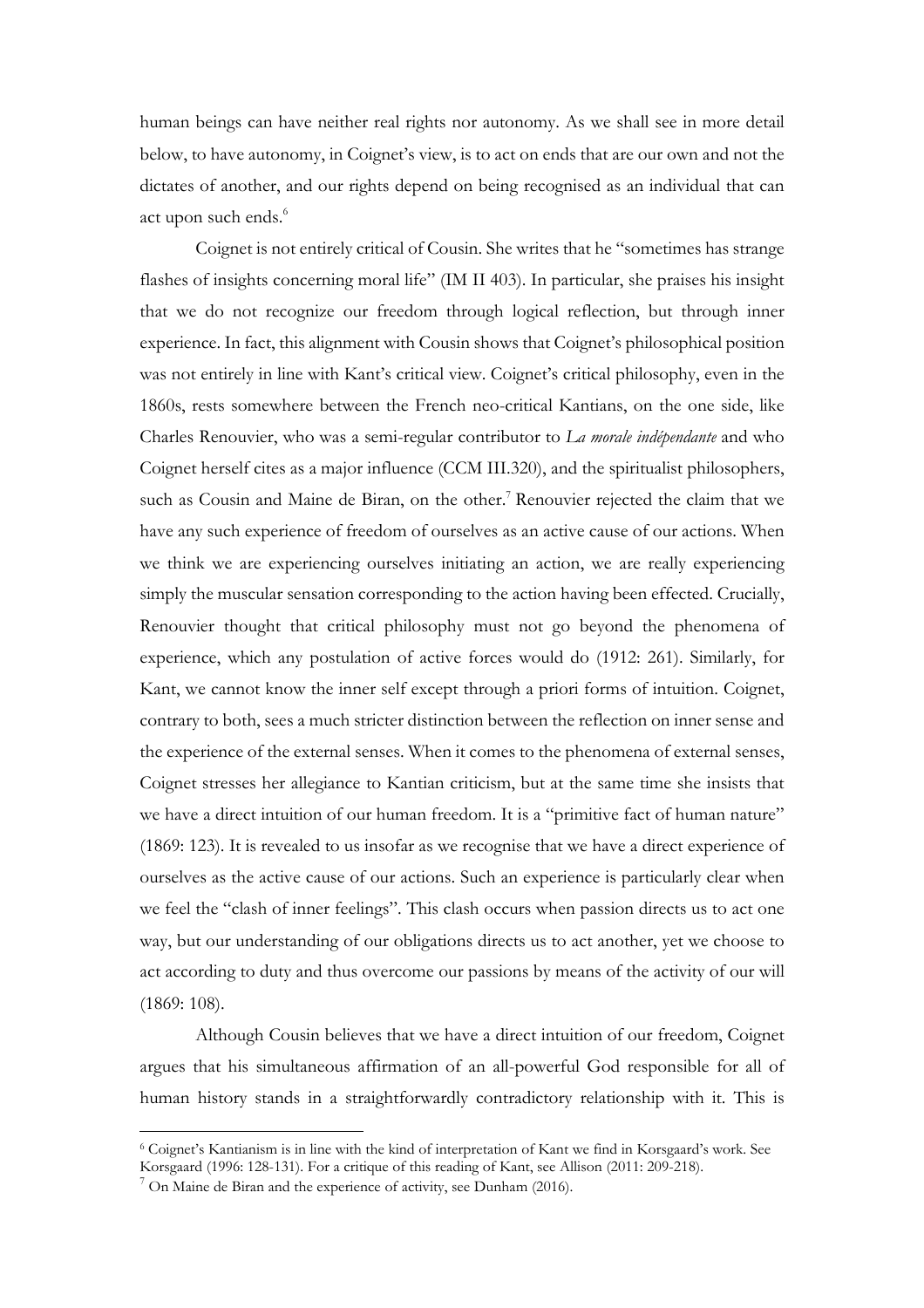human beings can have neither real rights nor autonomy. As we shall see in more detail below, to have autonomy, in Coignet's view, is to act on ends that are our own and not the dictates of another, and our rights depend on being recognised as an individual that can act upon such ends.[6]

Coignet is not entirely critical of Cousin. She writes that he "sometimes has strange flashes of insights concerning moral life" (IM II 403). In particular, she praises his insight that we do not recognize our freedom through logical reflection, but through inner experience. In fact, this alignment with Cousin shows that Coignet's philosophical position was not entirely in line with Kant's critical view. Coignet's critical philosophy, even in the 1860s, rests somewhere between the French neo-critical Kantians, on the one side, like Charles Renouvier, who was a semi-regular contributor to *La morale indépendante* and who Coignet herself cites as a major influence (CCM III.320), and the spiritualist philosophers, such as Cousin and Maine de Biran, on the other.[7] Renouvier rejected the claim that we have any such experience of freedom of ourselves as an active cause of our actions. When we think we are experiencing ourselves initiating an action, we are really experiencing simply the muscular sensation corresponding to the action having been effected. Crucially, Renouvier thought that critical philosophy must not go beyond the phenomena of experience, which any postulation of active forces would do (1912: 261). Similarly, for Kant, we cannot know the inner self except through a priori forms of intuition. Coignet, contrary to both, sees a much stricter distinction between the reflection on inner sense and the experience of the external senses. When it comes to the phenomena of external senses, Coignet stresses her allegiance to Kantian criticism, but at the same time she insists that we have a direct intuition of our human freedom. It is a "primitive fact of human nature" (1869: 123). It is revealed to us insofar as we recognise that we have a direct experience of ourselves as the active cause of our actions. Such an experience is particularly clear when we feel the "clash of inner feelings". This clash occurs when passion directs us to act one way, but our understanding of our obligations directs us to act another, yet we choose to act according to duty and thus overcome our passions by means of the activity of our will (1869: 108).

Although Cousin believes that we have a direct intuition of our freedom, Coignet argues that his simultaneous affirmation of an all-powerful God responsible for all of human history stands in a straightforwardly contradictory relationship with it. This is

---

[6] Coignet's Kantianism is in line with the kind of interpretation of Kant we find in Korsgaard's work. See Korsgaard (1996: 128-131). For a critique of this reading of Kant, see Allison (2011: 209-218).

[7] On Maine de Biran and the experience of activity, see Dunham (2016).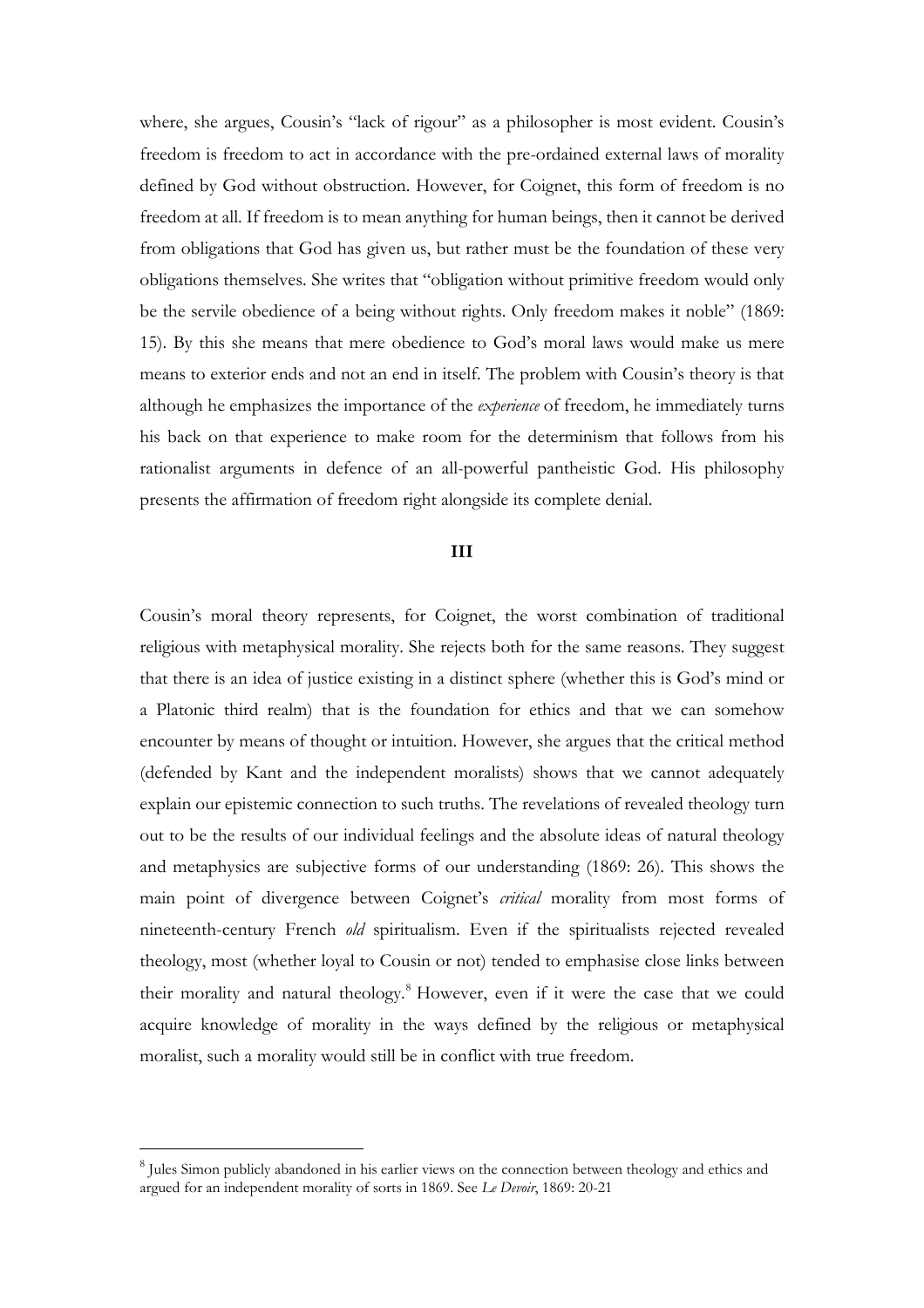where, she argues, Cousin's "lack of rigour" as a philosopher is most evident. Cousin's freedom is freedom to act in accordance with the pre-ordained external laws of morality defined by God without obstruction. However, for Coignet, this form of freedom is no freedom at all. If freedom is to mean anything for human beings, then it cannot be derived from obligations that God has given us, but rather must be the foundation of these very obligations themselves. She writes that "obligation without primitive freedom would only be the servile obedience of a being without rights. Only freedom makes it noble" (1869: 15). By this she means that mere obedience to God's moral laws would make us mere means to exterior ends and not an end in itself. The problem with Cousin's theory is that although he emphasizes the importance of the *experience* of freedom, he immediately turns his back on that experience to make room for the determinism that follows from his rationalist arguments in defence of an all-powerful pantheistic God. His philosophy presents the affirmation of freedom right alongside its complete denial.

## III

Cousin's moral theory represents, for Coignet, the worst combination of traditional religious with metaphysical morality. She rejects both for the same reasons. They suggest that there is an idea of justice existing in a distinct sphere (whether this is God's mind or a Platonic third realm) that is the foundation for ethics and that we can somehow encounter by means of thought or intuition. However, she argues that the critical method (defended by Kant and the independent moralists) shows that we cannot adequately explain our epistemic connection to such truths. The revelations of revealed theology turn out to be the results of our individual feelings and the absolute ideas of natural theology and metaphysics are subjective forms of our understanding (1869: 26). This shows the main point of divergence between Coignet's *critical* morality from most forms of nineteenth-century French *old* spiritualism. Even if the spiritualists rejected revealed theology, most (whether loyal to Cousin or not) tended to emphasise close links between their morality and natural theology.[8] However, even if it were the case that we could acquire knowledge of morality in the ways defined by the religious or metaphysical moralist, such a morality would still be in conflict with true freedom.

---

[8] Jules Simon publicly abandoned in his earlier views on the connection between theology and ethics and argued for an independent morality of sorts in 1869. See *Le Devoir*, 1869: 20-21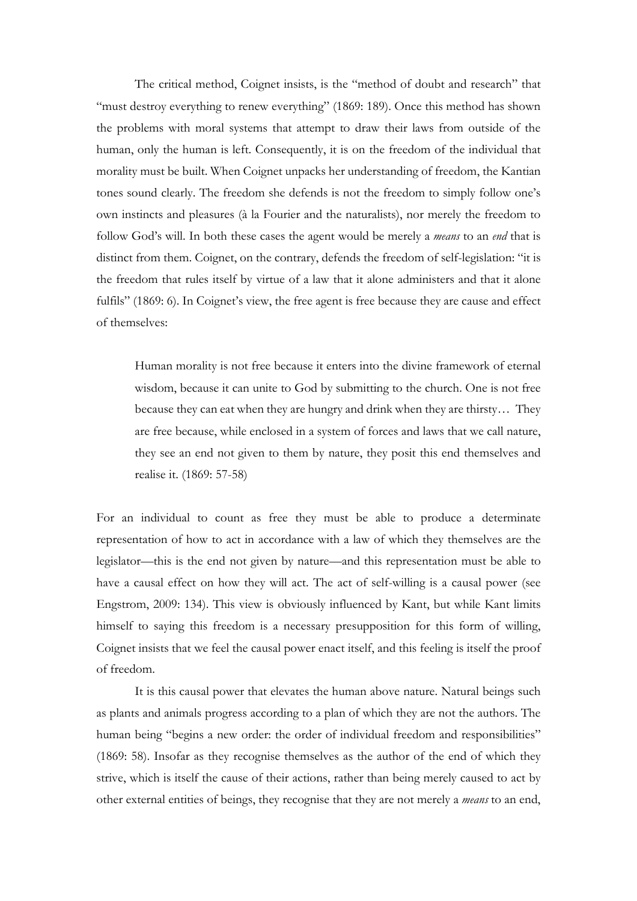The critical method, Coignet insists, is the "method of doubt and research" that "must destroy everything to renew everything" (1869: 189). Once this method has shown the problems with moral systems that attempt to draw their laws from outside of the human, only the human is left. Consequently, it is on the freedom of the individual that morality must be built. When Coignet unpacks her understanding of freedom, the Kantian tones sound clearly. The freedom she defends is not the freedom to simply follow one's own instincts and pleasures (à la Fourier and the naturalists), nor merely the freedom to follow God's will. In both these cases the agent would be merely a *means* to an *end* that is distinct from them. Coignet, on the contrary, defends the freedom of self-legislation: "it is the freedom that rules itself by virtue of a law that it alone administers and that it alone fulfils" (1869: 6). In Coignet's view, the free agent is free because they are cause and effect of themselves:

> Human morality is not free because it enters into the divine framework of eternal wisdom, because it can unite to God by submitting to the church. One is not free because they can eat when they are hungry and drink when they are thirsty… They are free because, while enclosed in a system of forces and laws that we call nature, they see an end not given to them by nature, they posit this end themselves and realise it. (1869: 57-58)

For an individual to count as free they must be able to produce a determinate representation of how to act in accordance with a law of which they themselves are the legislator—this is the end not given by nature—and this representation must be able to have a causal effect on how they will act. The act of self-willing is a causal power (see Engstrom, 2009: 134). This view is obviously influenced by Kant, but while Kant limits himself to saying this freedom is a necessary presupposition for this form of willing, Coignet insists that we feel the causal power enact itself, and this feeling is itself the proof of freedom.

It is this causal power that elevates the human above nature. Natural beings such as plants and animals progress according to a plan of which they are not the authors. The human being "begins a new order: the order of individual freedom and responsibilities" (1869: 58). Insofar as they recognise themselves as the author of the end of which they strive, which is itself the cause of their actions, rather than being merely caused to act by other external entities of beings, they recognise that they are not merely a *means* to an end,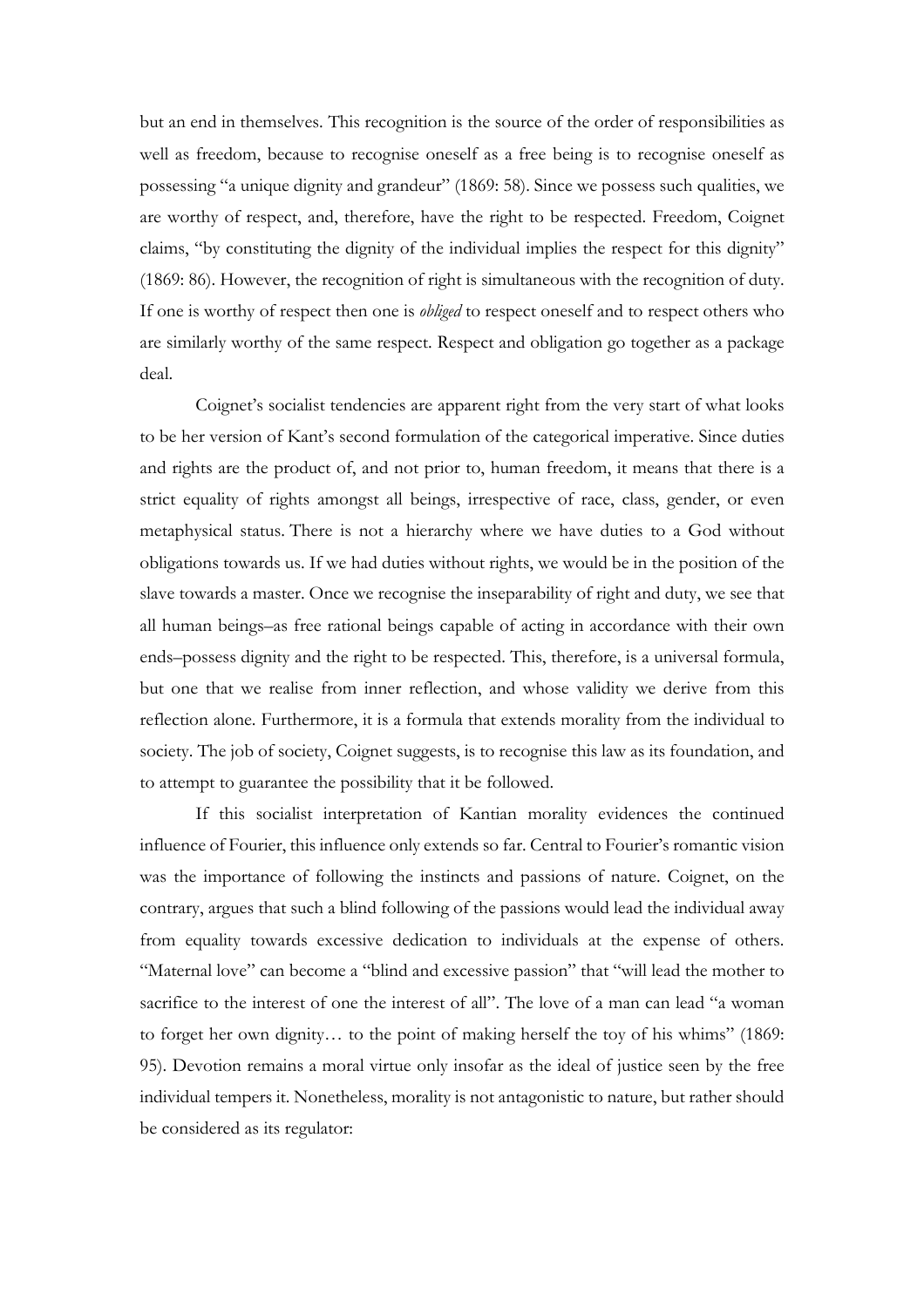but an end in themselves. This recognition is the source of the order of responsibilities as well as freedom, because to recognise oneself as a free being is to recognise oneself as possessing "a unique dignity and grandeur" (1869: 58). Since we possess such qualities, we are worthy of respect, and, therefore, have the right to be respected. Freedom, Coignet claims, "by constituting the dignity of the individual implies the respect for this dignity" (1869: 86). However, the recognition of right is simultaneous with the recognition of duty. If one is worthy of respect then one is *obliged* to respect oneself and to respect others who are similarly worthy of the same respect. Respect and obligation go together as a package deal.

Coignet's socialist tendencies are apparent right from the very start of what looks to be her version of Kant's second formulation of the categorical imperative. Since duties and rights are the product of, and not prior to, human freedom, it means that there is a strict equality of rights amongst all beings, irrespective of race, class, gender, or even metaphysical status. There is not a hierarchy where we have duties to a God without obligations towards us. If we had duties without rights, we would be in the position of the slave towards a master. Once we recognise the inseparability of right and duty, we see that all human beings–as free rational beings capable of acting in accordance with their own ends–possess dignity and the right to be respected. This, therefore, is a universal formula, but one that we realise from inner reflection, and whose validity we derive from this reflection alone. Furthermore, it is a formula that extends morality from the individual to society. The job of society, Coignet suggests, is to recognise this law as its foundation, and to attempt to guarantee the possibility that it be followed.

If this socialist interpretation of Kantian morality evidences the continued influence of Fourier, this influence only extends so far. Central to Fourier's romantic vision was the importance of following the instincts and passions of nature. Coignet, on the contrary, argues that such a blind following of the passions would lead the individual away from equality towards excessive dedication to individuals at the expense of others. "Maternal love" can become a "blind and excessive passion" that "will lead the mother to sacrifice to the interest of one the interest of all". The love of a man can lead "a woman to forget her own dignity… to the point of making herself the toy of his whims" (1869: 95). Devotion remains a moral virtue only insofar as the ideal of justice seen by the free individual tempers it. Nonetheless, morality is not antagonistic to nature, but rather should be considered as its regulator: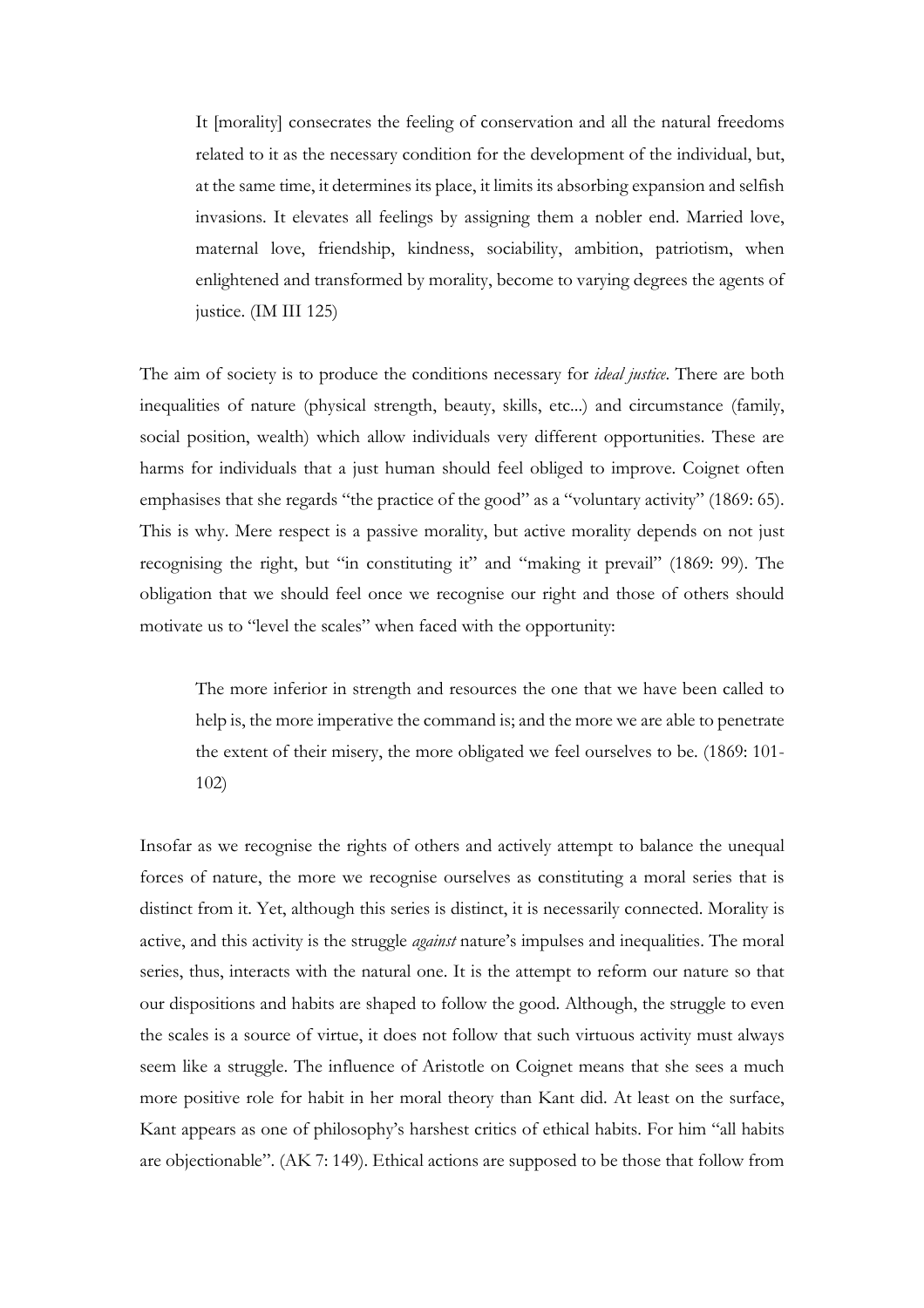> It [morality] consecrates the feeling of conservation and all the natural freedoms related to it as the necessary condition for the development of the individual, but, at the same time, it determines its place, it limits its absorbing expansion and selfish invasions. It elevates all feelings by assigning them a nobler end. Married love, maternal love, friendship, kindness, sociability, ambition, patriotism, when enlightened and transformed by morality, become to varying degrees the agents of justice. (IM III 125)

The aim of society is to produce the conditions necessary for *ideal justice*. There are both inequalities of nature (physical strength, beauty, skills, etc...) and circumstance (family, social position, wealth) which allow individuals very different opportunities. These are harms for individuals that a just human should feel obliged to improve. Coignet often emphasises that she regards "the practice of the good" as a "voluntary activity" (1869: 65). This is why. Mere respect is a passive morality, but active morality depends on not just recognising the right, but "in constituting it" and "making it prevail" (1869: 99). The obligation that we should feel once we recognise our right and those of others should motivate us to "level the scales" when faced with the opportunity:

> The more inferior in strength and resources the one that we have been called to help is, the more imperative the command is; and the more we are able to penetrate the extent of their misery, the more obligated we feel ourselves to be. (1869: 101-102)

Insofar as we recognise the rights of others and actively attempt to balance the unequal forces of nature, the more we recognise ourselves as constituting a moral series that is distinct from it. Yet, although this series is distinct, it is necessarily connected. Morality is active, and this activity is the struggle *against* nature's impulses and inequalities. The moral series, thus, interacts with the natural one. It is the attempt to reform our nature so that our dispositions and habits are shaped to follow the good. Although, the struggle to even the scales is a source of virtue, it does not follow that such virtuous activity must always seem like a struggle. The influence of Aristotle on Coignet means that she sees a much more positive role for habit in her moral theory than Kant did. At least on the surface, Kant appears as one of philosophy's harshest critics of ethical habits. For him "all habits are objectionable". (AK 7: 149). Ethical actions are supposed to be those that follow from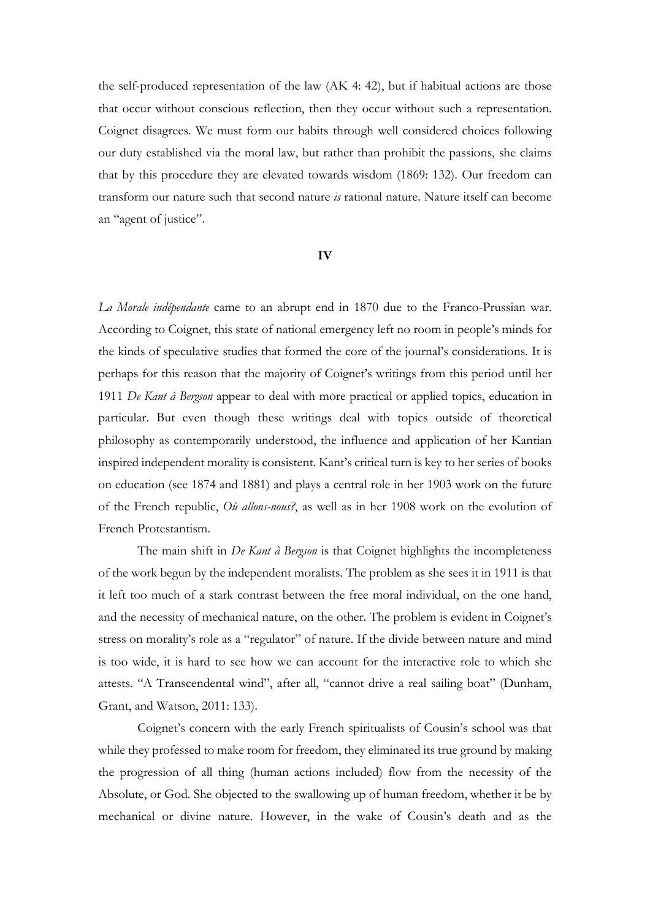the self-produced representation of the law (AK 4: 42), but if habitual actions are those that occur without conscious reflection, then they occur without such a representation. Coignet disagrees. We must form our habits through well considered choices following our duty established via the moral law, but rather than prohibit the passions, she claims that by this procedure they are elevated towards wisdom (1869: 132). Our freedom can transform our nature such that second nature *is* rational nature. Nature itself can become an "agent of justice".

## IV

*La Morale indépendante* came to an abrupt end in 1870 due to the Franco-Prussian war. According to Coignet, this state of national emergency left no room in people's minds for the kinds of speculative studies that formed the core of the journal's considerations. It is perhaps for this reason that the majority of Coignet's writings from this period until her 1911 *De Kant à Bergson* appear to deal with more practical or applied topics, education in particular. But even though these writings deal with topics outside of theoretical philosophy as contemporarily understood, the influence and application of her Kantian inspired independent morality is consistent. Kant's critical turn is key to her series of books on education (see 1874 and 1881) and plays a central role in her 1903 work on the future of the French republic, *Où allons-nous?*, as well as in her 1908 work on the evolution of French Protestantism.

The main shift in *De Kant à Bergson* is that Coignet highlights the incompleteness of the work begun by the independent moralists. The problem as she sees it in 1911 is that it left too much of a stark contrast between the free moral individual, on the one hand, and the necessity of mechanical nature, on the other. The problem is evident in Coignet's stress on morality's role as a "regulator" of nature. If the divide between nature and mind is too wide, it is hard to see how we can account for the interactive role to which she attests. "A Transcendental wind", after all, "cannot drive a real sailing boat" (Dunham, Grant, and Watson, 2011: 133).

Coignet's concern with the early French spiritualists of Cousin's school was that while they professed to make room for freedom, they eliminated its true ground by making the progression of all thing (human actions included) flow from the necessity of the Absolute, or God. She objected to the swallowing up of human freedom, whether it be by mechanical or divine nature. However, in the wake of Cousin's death and as the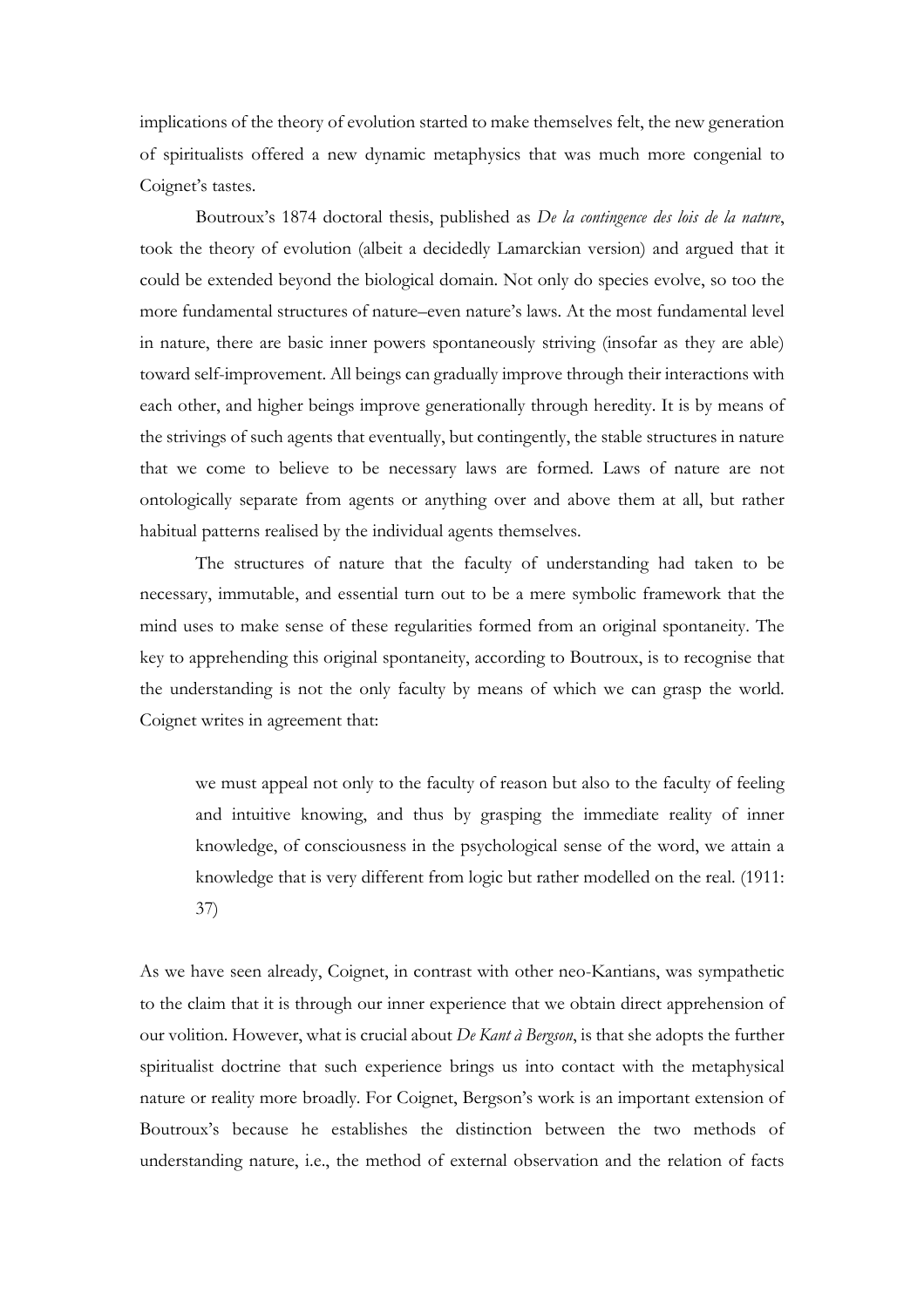implications of the theory of evolution started to make themselves felt, the new generation of spiritualists offered a new dynamic metaphysics that was much more congenial to Coignet's tastes.

Boutroux's 1874 doctoral thesis, published as *De la contingence des lois de la nature*, took the theory of evolution (albeit a decidedly Lamarckian version) and argued that it could be extended beyond the biological domain. Not only do species evolve, so too the more fundamental structures of nature–even nature's laws. At the most fundamental level in nature, there are basic inner powers spontaneously striving (insofar as they are able) toward self-improvement. All beings can gradually improve through their interactions with each other, and higher beings improve generationally through heredity. It is by means of the strivings of such agents that eventually, but contingently, the stable structures in nature that we come to believe to be necessary laws are formed. Laws of nature are not ontologically separate from agents or anything over and above them at all, but rather habitual patterns realised by the individual agents themselves.

The structures of nature that the faculty of understanding had taken to be necessary, immutable, and essential turn out to be a mere symbolic framework that the mind uses to make sense of these regularities formed from an original spontaneity. The key to apprehending this original spontaneity, according to Boutroux, is to recognise that the understanding is not the only faculty by means of which we can grasp the world. Coignet writes in agreement that:

> we must appeal not only to the faculty of reason but also to the faculty of feeling and intuitive knowing, and thus by grasping the immediate reality of inner knowledge, of consciousness in the psychological sense of the word, we attain a knowledge that is very different from logic but rather modelled on the real. (1911: 37)

As we have seen already, Coignet, in contrast with other neo-Kantians, was sympathetic to the claim that it is through our inner experience that we obtain direct apprehension of our volition. However, what is crucial about *De Kant à Bergson*, is that she adopts the further spiritualist doctrine that such experience brings us into contact with the metaphysical nature or reality more broadly. For Coignet, Bergson's work is an important extension of Boutroux's because he establishes the distinction between the two methods of understanding nature, i.e., the method of external observation and the relation of facts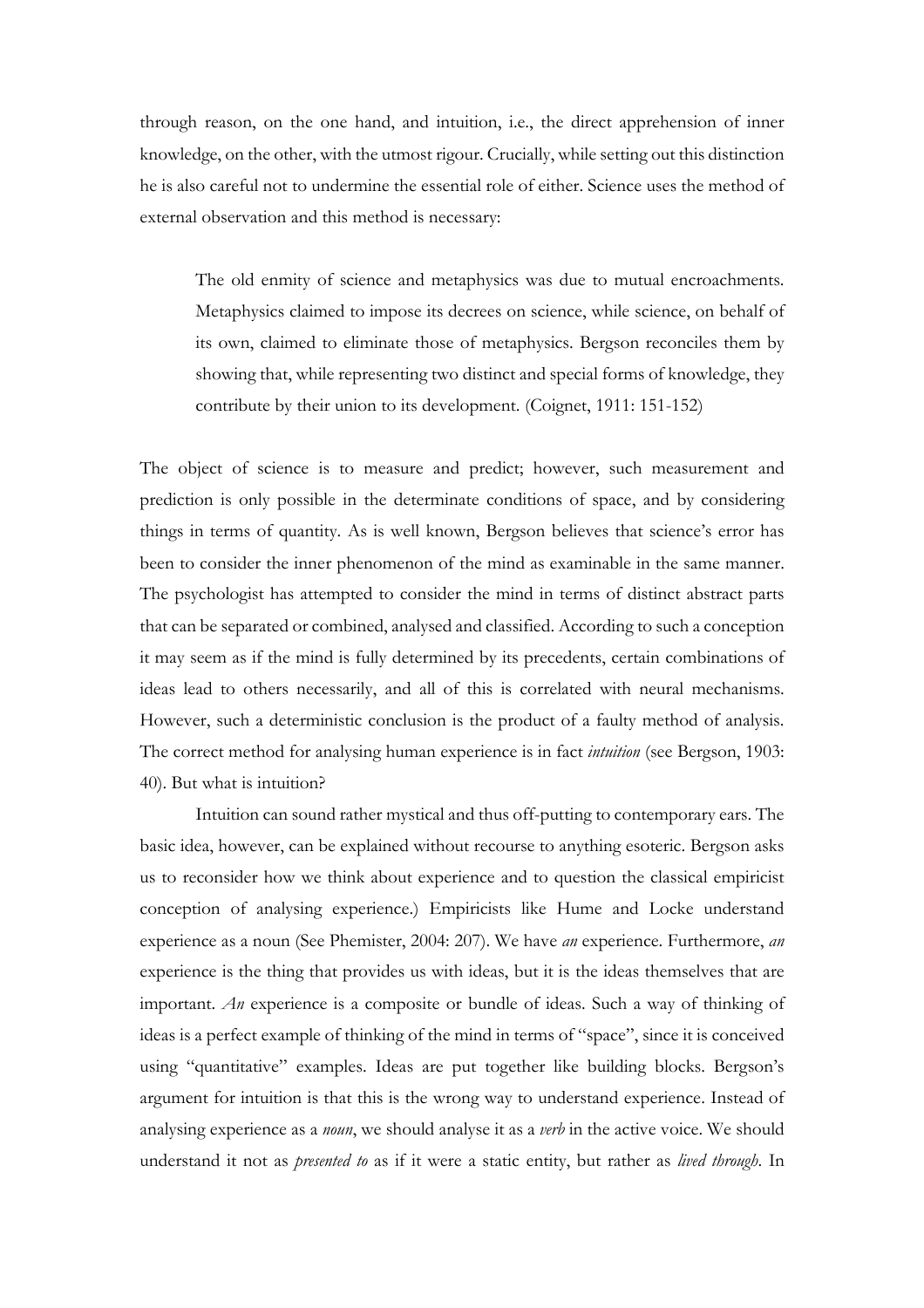through reason, on the one hand, and intuition, i.e., the direct apprehension of inner knowledge, on the other, with the utmost rigour. Crucially, while setting out this distinction he is also careful not to undermine the essential role of either. Science uses the method of external observation and this method is necessary:

> The old enmity of science and metaphysics was due to mutual encroachments. Metaphysics claimed to impose its decrees on science, while science, on behalf of its own, claimed to eliminate those of metaphysics. Bergson reconciles them by showing that, while representing two distinct and special forms of knowledge, they contribute by their union to its development. (Coignet, 1911: 151-152)

The object of science is to measure and predict; however, such measurement and prediction is only possible in the determinate conditions of space, and by considering things in terms of quantity. As is well known, Bergson believes that science's error has been to consider the inner phenomenon of the mind as examinable in the same manner. The psychologist has attempted to consider the mind in terms of distinct abstract parts that can be separated or combined, analysed and classified. According to such a conception it may seem as if the mind is fully determined by its precedents, certain combinations of ideas lead to others necessarily, and all of this is correlated with neural mechanisms. However, such a deterministic conclusion is the product of a faulty method of analysis. The correct method for analysing human experience is in fact *intuition* (see Bergson, 1903: 40). But what is intuition?

Intuition can sound rather mystical and thus off-putting to contemporary ears. The basic idea, however, can be explained without recourse to anything esoteric. Bergson asks us to reconsider how we think about experience and to question the classical empiricist conception of analysing experience.) Empiricists like Hume and Locke understand experience as a noun (See Phemister, 2004: 207). We have *an* experience. Furthermore, *an* experience is the thing that provides us with ideas, but it is the ideas themselves that are important. *An* experience is a composite or bundle of ideas. Such a way of thinking of ideas is a perfect example of thinking of the mind in terms of "space", since it is conceived using "quantitative" examples. Ideas are put together like building blocks. Bergson's argument for intuition is that this is the wrong way to understand experience. Instead of analysing experience as a *noun*, we should analyse it as a *verb* in the active voice. We should understand it not as *presented to* as if it were a static entity, but rather as *lived through*. In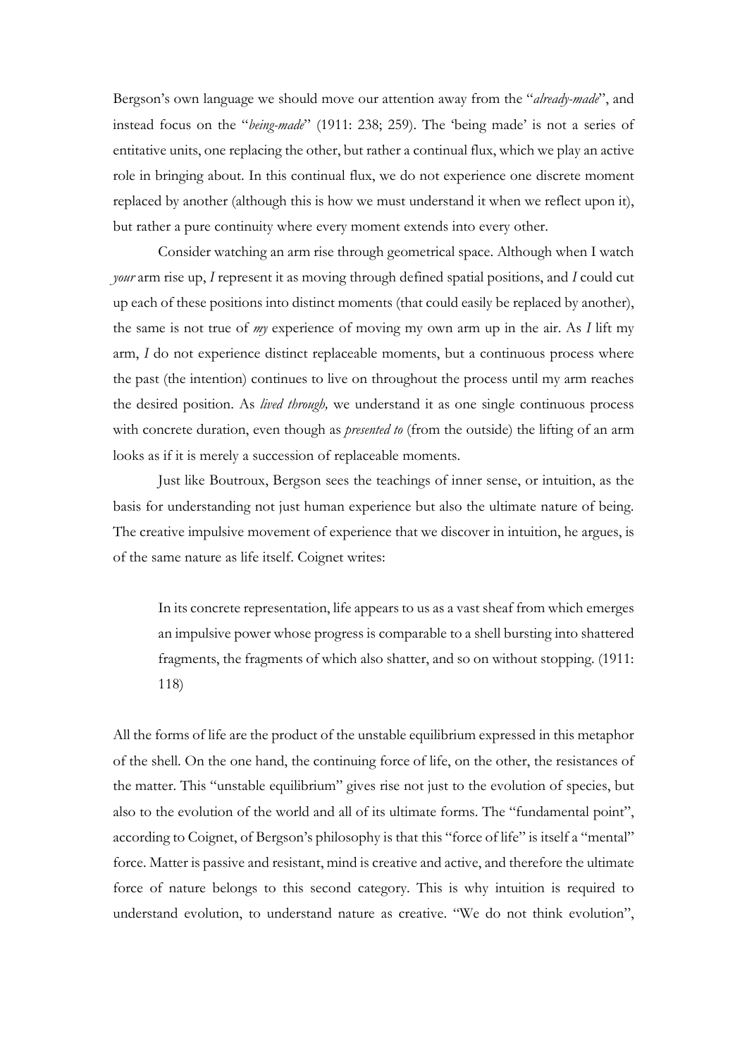Bergson's own language we should move our attention away from the "*already-made*", and instead focus on the "*being-made*" (1911: 238; 259). The 'being made' is not a series of entitative units, one replacing the other, but rather a continual flux, which we play an active role in bringing about. In this continual flux, we do not experience one discrete moment replaced by another (although this is how we must understand it when we reflect upon it), but rather a pure continuity where every moment extends into every other.

Consider watching an arm rise through geometrical space. Although when I watch *your* arm rise up, *I* represent it as moving through defined spatial positions, and *I* could cut up each of these positions into distinct moments (that could easily be replaced by another), the same is not true of *my* experience of moving my own arm up in the air. As *I* lift my arm, *I* do not experience distinct replaceable moments, but a continuous process where the past (the intention) continues to live on throughout the process until my arm reaches the desired position. As *lived through,* we understand it as one single continuous process with concrete duration, even though as *presented to* (from the outside) the lifting of an arm looks as if it is merely a succession of replaceable moments.

Just like Boutroux, Bergson sees the teachings of inner sense, or intuition, as the basis for understanding not just human experience but also the ultimate nature of being. The creative impulsive movement of experience that we discover in intuition, he argues, is of the same nature as life itself. Coignet writes:

> In its concrete representation, life appears to us as a vast sheaf from which emerges an impulsive power whose progress is comparable to a shell bursting into shattered fragments, the fragments of which also shatter, and so on without stopping. (1911: 118)

All the forms of life are the product of the unstable equilibrium expressed in this metaphor of the shell. On the one hand, the continuing force of life, on the other, the resistances of the matter. This "unstable equilibrium" gives rise not just to the evolution of species, but also to the evolution of the world and all of its ultimate forms. The "fundamental point", according to Coignet, of Bergson's philosophy is that this "force of life" is itself a "mental" force. Matter is passive and resistant, mind is creative and active, and therefore the ultimate force of nature belongs to this second category. This is why intuition is required to understand evolution, to understand nature as creative. "We do not think evolution",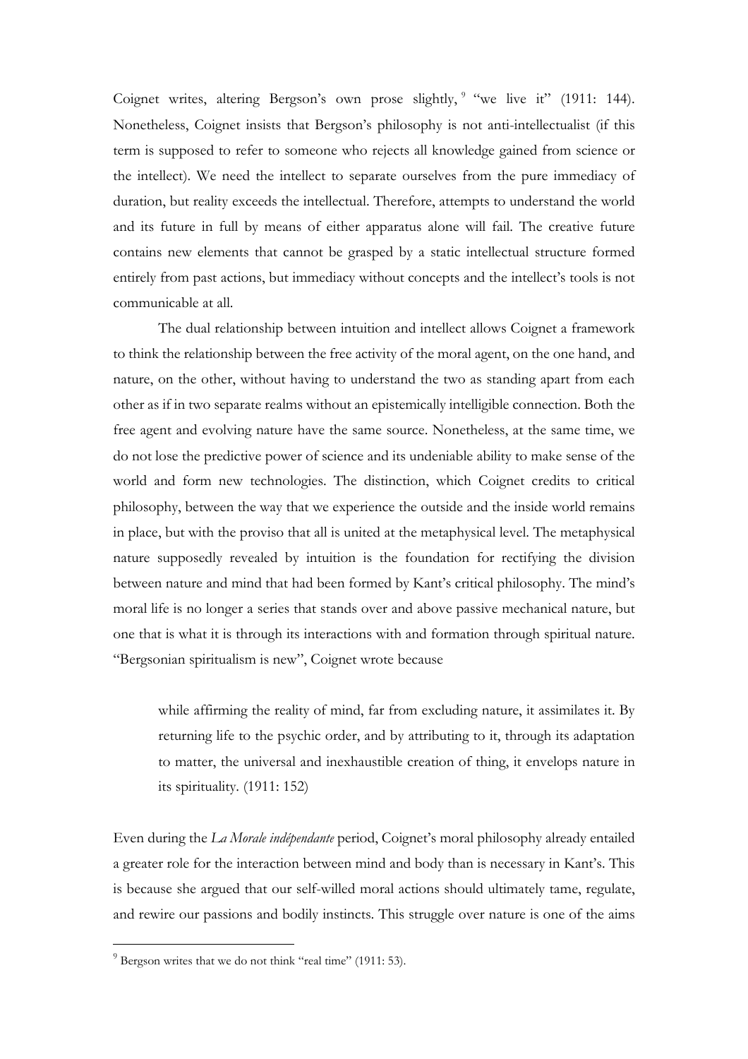Coignet writes, altering Bergson's own prose slightly,[9] "we live it" (1911: 144). Nonetheless, Coignet insists that Bergson's philosophy is not anti-intellectualist (if this term is supposed to refer to someone who rejects all knowledge gained from science or the intellect). We need the intellect to separate ourselves from the pure immediacy of duration, but reality exceeds the intellectual. Therefore, attempts to understand the world and its future in full by means of either apparatus alone will fail. The creative future contains new elements that cannot be grasped by a static intellectual structure formed entirely from past actions, but immediacy without concepts and the intellect's tools is not communicable at all.

The dual relationship between intuition and intellect allows Coignet a framework to think the relationship between the free activity of the moral agent, on the one hand, and nature, on the other, without having to understand the two as standing apart from each other as if in two separate realms without an epistemically intelligible connection. Both the free agent and evolving nature have the same source. Nonetheless, at the same time, we do not lose the predictive power of science and its undeniable ability to make sense of the world and form new technologies. The distinction, which Coignet credits to critical philosophy, between the way that we experience the outside and the inside world remains in place, but with the proviso that all is united at the metaphysical level. The metaphysical nature supposedly revealed by intuition is the foundation for rectifying the division between nature and mind that had been formed by Kant's critical philosophy. The mind's moral life is no longer a series that stands over and above passive mechanical nature, but one that is what it is through its interactions with and formation through spiritual nature. "Bergsonian spiritualism is new", Coignet wrote because

> while affirming the reality of mind, far from excluding nature, it assimilates it. By returning life to the psychic order, and by attributing to it, through its adaptation to matter, the universal and inexhaustible creation of thing, it envelops nature in its spirituality. (1911: 152)

Even during the *La Morale indépendante* period, Coignet's moral philosophy already entailed a greater role for the interaction between mind and body than is necessary in Kant's. This is because she argued that our self-willed moral actions should ultimately tame, regulate, and rewire our passions and bodily instincts. This struggle over nature is one of the aims

[9] Bergson writes that we do not think "real time" (1911: 53).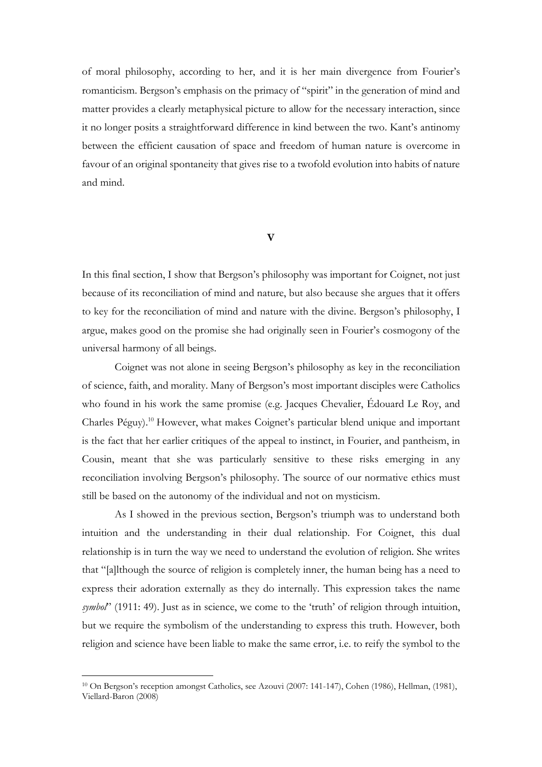of moral philosophy, according to her, and it is her main divergence from Fourier's romanticism. Bergson's emphasis on the primacy of "spirit" in the generation of mind and matter provides a clearly metaphysical picture to allow for the necessary interaction, since it no longer posits a straightforward difference in kind between the two. Kant's antinomy between the efficient causation of space and freedom of human nature is overcome in favour of an original spontaneity that gives rise to a twofold evolution into habits of nature and mind.

## V

In this final section, I show that Bergson's philosophy was important for Coignet, not just because of its reconciliation of mind and nature, but also because she argues that it offers to key for the reconciliation of mind and nature with the divine. Bergson's philosophy, I argue, makes good on the promise she had originally seen in Fourier's cosmogony of the universal harmony of all beings.

Coignet was not alone in seeing Bergson's philosophy as key in the reconciliation of science, faith, and morality. Many of Bergson's most important disciples were Catholics who found in his work the same promise (e.g. Jacques Chevalier, Édouard Le Roy, and Charles Péguy).[10] However, what makes Coignet's particular blend unique and important is the fact that her earlier critiques of the appeal to instinct, in Fourier, and pantheism, in Cousin, meant that she was particularly sensitive to these risks emerging in any reconciliation involving Bergson's philosophy. The source of our normative ethics must still be based on the autonomy of the individual and not on mysticism.

As I showed in the previous section, Bergson's triumph was to understand both intuition and the understanding in their dual relationship. For Coignet, this dual relationship is in turn the way we need to understand the evolution of religion. She writes that "[a]lthough the source of religion is completely inner, the human being has a need to express their adoration externally as they do internally. This expression takes the name *symbol*" (1911: 49). Just as in science, we come to the 'truth' of religion through intuition, but we require the symbolism of the understanding to express this truth. However, both religion and science have been liable to make the same error, i.e. to reify the symbol to the

[10] On Bergson's reception amongst Catholics, see Azouvi (2007: 141-147), Cohen (1986), Hellman, (1981), Viellard-Baron (2008)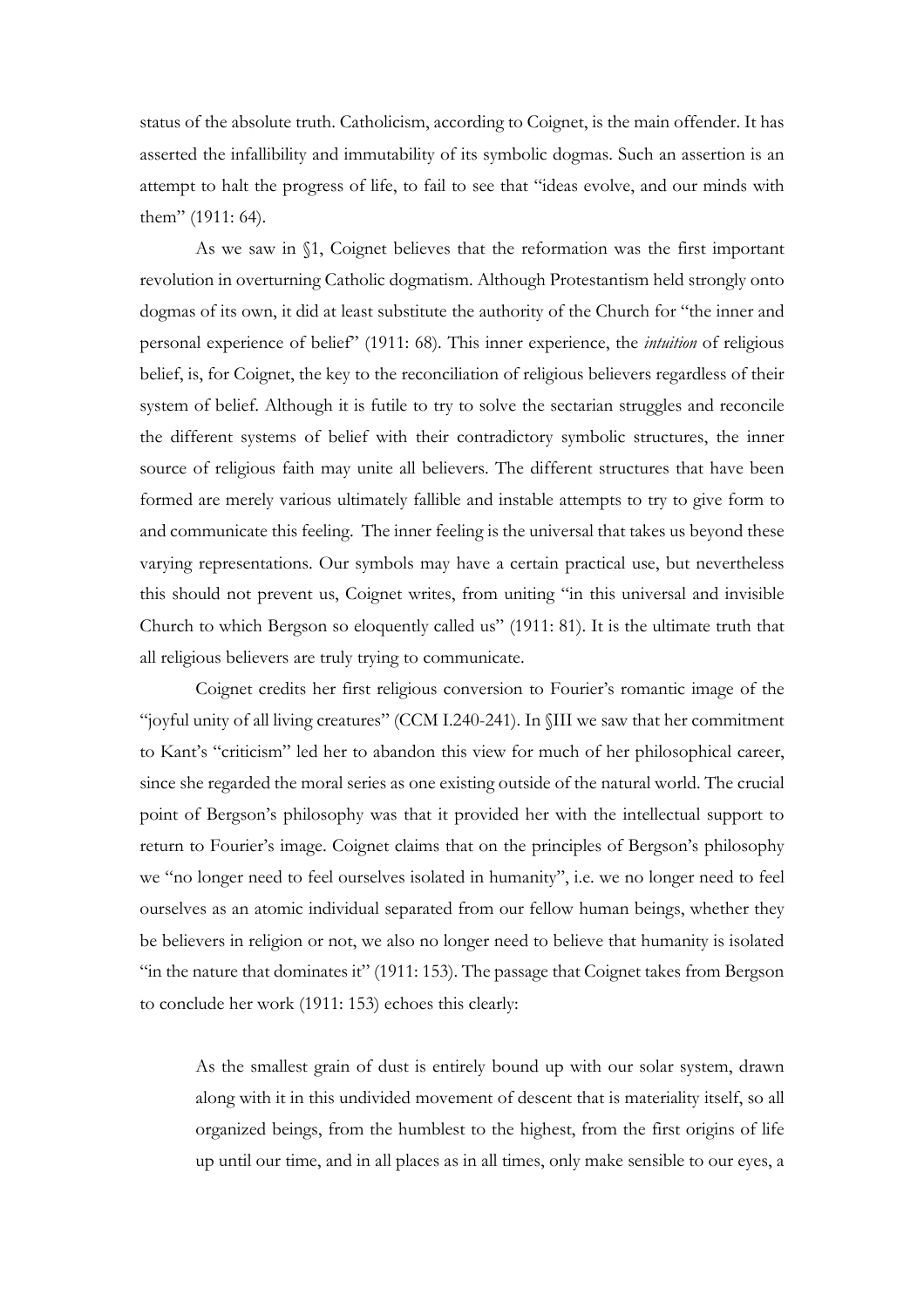status of the absolute truth. Catholicism, according to Coignet, is the main offender. It has asserted the infallibility and immutability of its symbolic dogmas. Such an assertion is an attempt to halt the progress of life, to fail to see that "ideas evolve, and our minds with them" (1911: 64).

As we saw in §1, Coignet believes that the reformation was the first important revolution in overturning Catholic dogmatism. Although Protestantism held strongly onto dogmas of its own, it did at least substitute the authority of the Church for "the inner and personal experience of belief" (1911: 68). This inner experience, the *intuition* of religious belief, is, for Coignet, the key to the reconciliation of religious believers regardless of their system of belief. Although it is futile to try to solve the sectarian struggles and reconcile the different systems of belief with their contradictory symbolic structures, the inner source of religious faith may unite all believers. The different structures that have been formed are merely various ultimately fallible and instable attempts to try to give form to and communicate this feeling. The inner feeling is the universal that takes us beyond these varying representations. Our symbols may have a certain practical use, but nevertheless this should not prevent us, Coignet writes, from uniting "in this universal and invisible Church to which Bergson so eloquently called us" (1911: 81). It is the ultimate truth that all religious believers are truly trying to communicate.

Coignet credits her first religious conversion to Fourier's romantic image of the "joyful unity of all living creatures" (CCM I.240-241). In §III we saw that her commitment to Kant's "criticism" led her to abandon this view for much of her philosophical career, since she regarded the moral series as one existing outside of the natural world. The crucial point of Bergson's philosophy was that it provided her with the intellectual support to return to Fourier's image. Coignet claims that on the principles of Bergson's philosophy we "no longer need to feel ourselves isolated in humanity", i.e. we no longer need to feel ourselves as an atomic individual separated from our fellow human beings, whether they be believers in religion or not, we also no longer need to believe that humanity is isolated "in the nature that dominates it" (1911: 153). The passage that Coignet takes from Bergson to conclude her work (1911: 153) echoes this clearly:

> As the smallest grain of dust is entirely bound up with our solar system, drawn along with it in this undivided movement of descent that is materiality itself, so all organized beings, from the humblest to the highest, from the first origins of life up until our time, and in all places as in all times, only make sensible to our eyes, a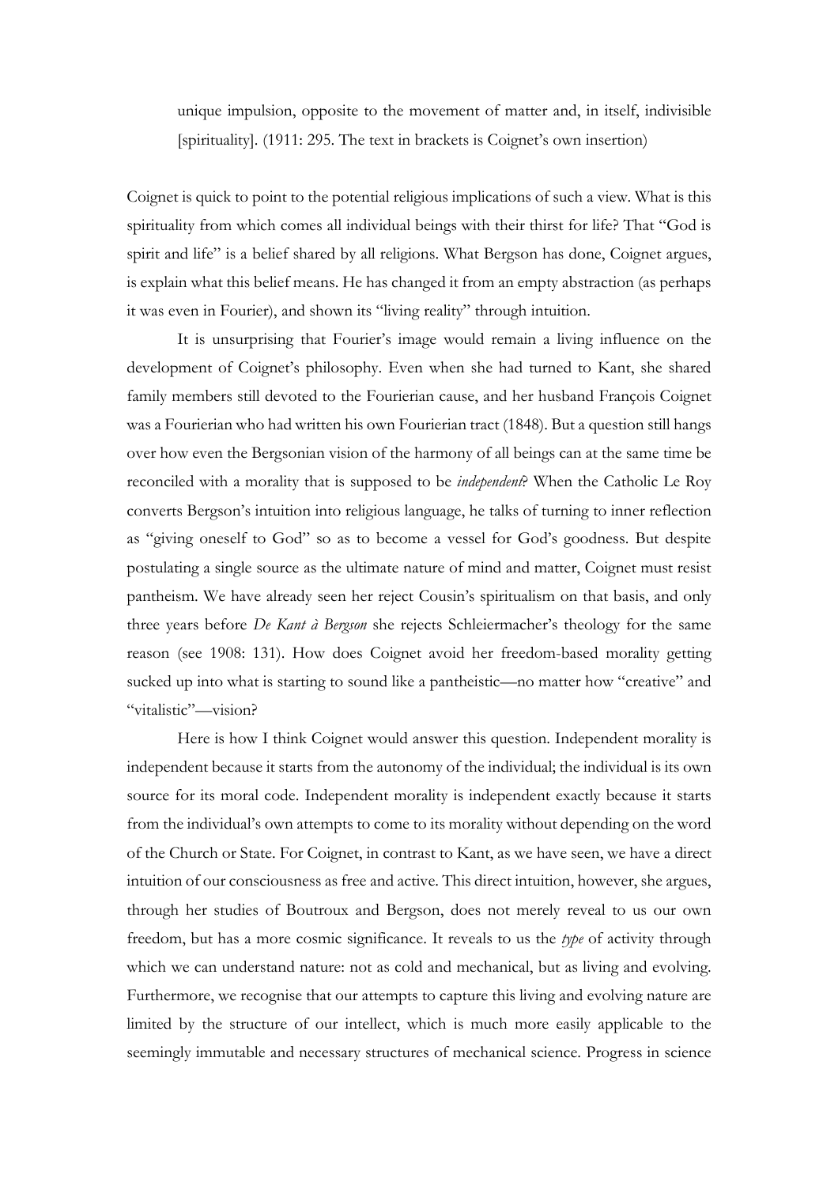> unique impulsion, opposite to the movement of matter and, in itself, indivisible [spirituality]. (1911: 295. The text in brackets is Coignet's own insertion)

Coignet is quick to point to the potential religious implications of such a view. What is this spirituality from which comes all individual beings with their thirst for life? That "God is spirit and life" is a belief shared by all religions. What Bergson has done, Coignet argues, is explain what this belief means. He has changed it from an empty abstraction (as perhaps it was even in Fourier), and shown its "living reality" through intuition.

It is unsurprising that Fourier's image would remain a living influence on the development of Coignet's philosophy. Even when she had turned to Kant, she shared family members still devoted to the Fourierian cause, and her husband François Coignet was a Fourierian who had written his own Fourierian tract (1848). But a question still hangs over how even the Bergsonian vision of the harmony of all beings can at the same time be reconciled with a morality that is supposed to be *independent*? When the Catholic Le Roy converts Bergson's intuition into religious language, he talks of turning to inner reflection as "giving oneself to God" so as to become a vessel for God's goodness. But despite postulating a single source as the ultimate nature of mind and matter, Coignet must resist pantheism. We have already seen her reject Cousin's spiritualism on that basis, and only three years before *De Kant à Bergson* she rejects Schleiermacher's theology for the same reason (see 1908: 131). How does Coignet avoid her freedom-based morality getting sucked up into what is starting to sound like a pantheistic—no matter how "creative" and "vitalistic"—vision?

Here is how I think Coignet would answer this question. Independent morality is independent because it starts from the autonomy of the individual; the individual is its own source for its moral code. Independent morality is independent exactly because it starts from the individual's own attempts to come to its morality without depending on the word of the Church or State. For Coignet, in contrast to Kant, as we have seen, we have a direct intuition of our consciousness as free and active. This direct intuition, however, she argues, through her studies of Boutroux and Bergson, does not merely reveal to us our own freedom, but has a more cosmic significance. It reveals to us the *type* of activity through which we can understand nature: not as cold and mechanical, but as living and evolving. Furthermore, we recognise that our attempts to capture this living and evolving nature are limited by the structure of our intellect, which is much more easily applicable to the seemingly immutable and necessary structures of mechanical science. Progress in science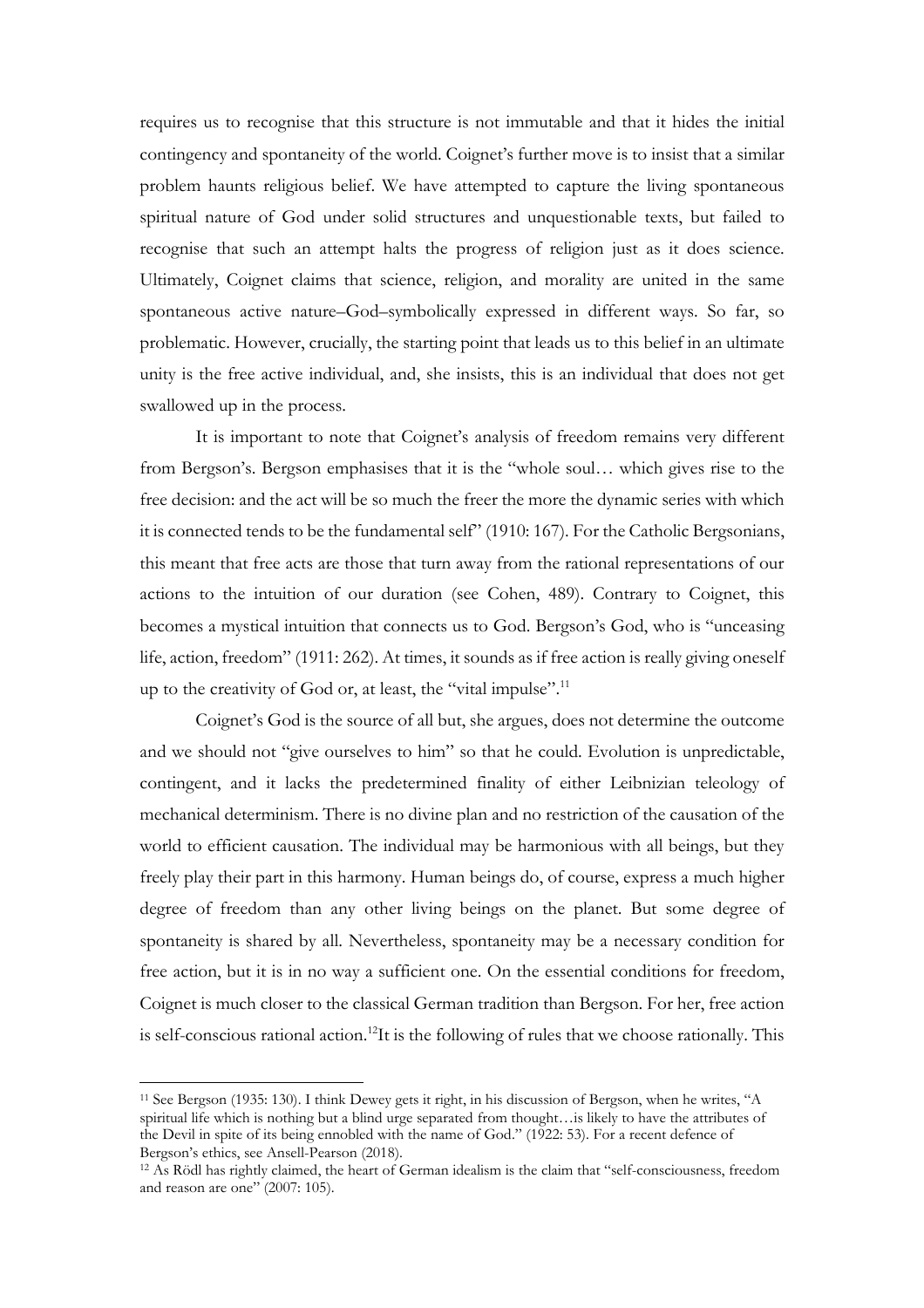requires us to recognise that this structure is not immutable and that it hides the initial contingency and spontaneity of the world. Coignet's further move is to insist that a similar problem haunts religious belief. We have attempted to capture the living spontaneous spiritual nature of God under solid structures and unquestionable texts, but failed to recognise that such an attempt halts the progress of religion just as it does science. Ultimately, Coignet claims that science, religion, and morality are united in the same spontaneous active nature–God–symbolically expressed in different ways. So far, so problematic. However, crucially, the starting point that leads us to this belief in an ultimate unity is the free active individual, and, she insists, this is an individual that does not get swallowed up in the process.

It is important to note that Coignet's analysis of freedom remains very different from Bergson's. Bergson emphasises that it is the "whole soul… which gives rise to the free decision: and the act will be so much the freer the more the dynamic series with which it is connected tends to be the fundamental self" (1910: 167). For the Catholic Bergsonians, this meant that free acts are those that turn away from the rational representations of our actions to the intuition of our duration (see Cohen, 489). Contrary to Coignet, this becomes a mystical intuition that connects us to God. Bergson's God, who is "unceasing life, action, freedom" (1911: 262). At times, it sounds as if free action is really giving oneself up to the creativity of God or, at least, the "vital impulse".[11]

Coignet's God is the source of all but, she argues, does not determine the outcome and we should not "give ourselves to him" so that he could. Evolution is unpredictable, contingent, and it lacks the predetermined finality of either Leibnizian teleology of mechanical determinism. There is no divine plan and no restriction of the causation of the world to efficient causation. The individual may be harmonious with all beings, but they freely play their part in this harmony. Human beings do, of course, express a much higher degree of freedom than any other living beings on the planet. But some degree of spontaneity is shared by all. Nevertheless, spontaneity may be a necessary condition for free action, but it is in no way a sufficient one. On the essential conditions for freedom, Coignet is much closer to the classical German tradition than Bergson. For her, free action is self-conscious rational action.[12]It is the following of rules that we choose rationally. This

---

[11] See Bergson (1935: 130). I think Dewey gets it right, in his discussion of Bergson, when he writes, "A spiritual life which is nothing but a blind urge separated from thought…is likely to have the attributes of the Devil in spite of its being ennobled with the name of God." (1922: 53). For a recent defence of Bergson's ethics, see Ansell-Pearson (2018).

[12] As Rödl has rightly claimed, the heart of German idealism is the claim that "self-consciousness, freedom and reason are one" (2007: 105).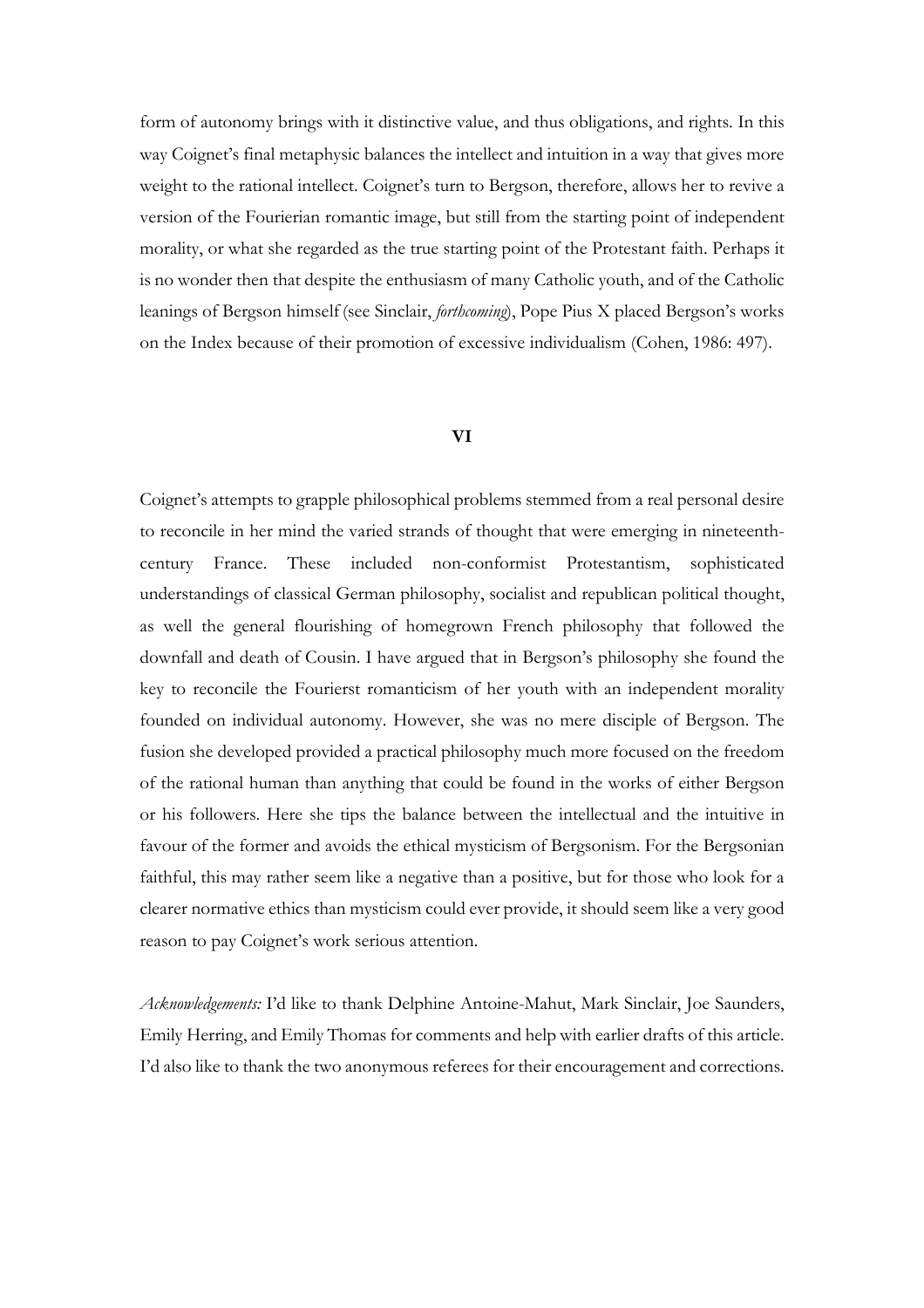form of autonomy brings with it distinctive value, and thus obligations, and rights. In this way Coignet's final metaphysic balances the intellect and intuition in a way that gives more weight to the rational intellect. Coignet's turn to Bergson, therefore, allows her to revive a version of the Fourierian romantic image, but still from the starting point of independent morality, or what she regarded as the true starting point of the Protestant faith. Perhaps it is no wonder then that despite the enthusiasm of many Catholic youth, and of the Catholic leanings of Bergson himself (see Sinclair, *forthcoming*), Pope Pius X placed Bergson's works on the Index because of their promotion of excessive individualism (Cohen, 1986: 497).

## VI

Coignet's attempts to grapple philosophical problems stemmed from a real personal desire to reconcile in her mind the varied strands of thought that were emerging in nineteenth-century France. These included non-conformist Protestantism, sophisticated understandings of classical German philosophy, socialist and republican political thought, as well the general flourishing of homegrown French philosophy that followed the downfall and death of Cousin. I have argued that in Bergson's philosophy she found the key to reconcile the Fourierst romanticism of her youth with an independent morality founded on individual autonomy. However, she was no mere disciple of Bergson. The fusion she developed provided a practical philosophy much more focused on the freedom of the rational human than anything that could be found in the works of either Bergson or his followers. Here she tips the balance between the intellectual and the intuitive in favour of the former and avoids the ethical mysticism of Bergsonism. For the Bergsonian faithful, this may rather seem like a negative than a positive, but for those who look for a clearer normative ethics than mysticism could ever provide, it should seem like a very good reason to pay Coignet's work serious attention.

*Acknowledgements:* I'd like to thank Delphine Antoine-Mahut, Mark Sinclair, Joe Saunders, Emily Herring, and Emily Thomas for comments and help with earlier drafts of this article. I'd also like to thank the two anonymous referees for their encouragement and corrections.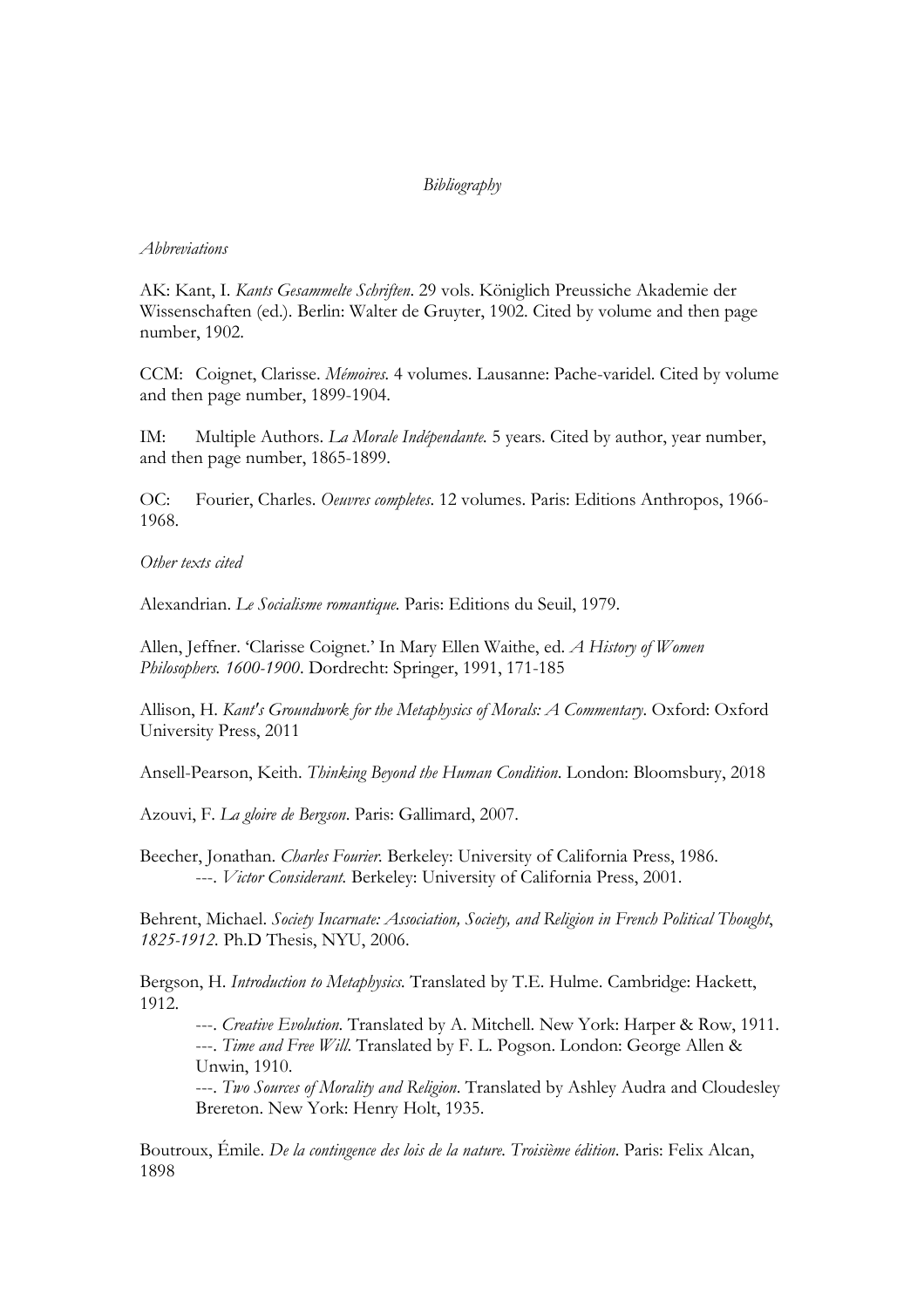*Bibliography*

*Abbreviations*

AK: Kant, I. *Kants Gesammelte Schriften*. 29 vols. Königlich Preussiche Akademie der Wissenschaften (ed.). Berlin: Walter de Gruyter, 1902. Cited by volume and then page number, 1902.

CCM: Coignet, Clarisse. *Mémoires*. 4 volumes. Lausanne: Pache-varidel. Cited by volume and then page number, 1899-1904.

IM: Multiple Authors. *La Morale Indépendante*. 5 years. Cited by author, year number, and then page number, 1865-1899.

OC: Fourier, Charles. *Oeuvres completes*. 12 volumes. Paris: Editions Anthropos, 1966-1968.

*Other texts cited*

Alexandrian. *Le Socialisme romantique*. Paris: Editions du Seuil, 1979.

Allen, Jeffner. 'Clarisse Coignet.' In Mary Ellen Waithe, ed. *A History of Women Philosophers. 1600-1900*. Dordrecht: Springer, 1991, 171-185

Allison, H. *Kant's Groundwork for the Metaphysics of Morals: A Commentary*. Oxford: Oxford University Press, 2011

Ansell-Pearson, Keith. *Thinking Beyond the Human Condition*. London: Bloomsbury, 2018

Azouvi, F. *La gloire de Bergson*. Paris: Gallimard, 2007.

Beecher, Jonathan. *Charles Fourier*. Berkeley: University of California Press, 1986.
---. *Victor Considerant*. Berkeley: University of California Press, 2001.

Behrent, Michael. *Society Incarnate: Association, Society, and Religion in French Political Thought, 1825-1912*. Ph.D Thesis, NYU, 2006.

Bergson, H. *Introduction to Metaphysics*. Translated by T.E. Hulme. Cambridge: Hackett, 1912.
---. *Creative Evolution*. Translated by A. Mitchell. New York: Harper & Row, 1911.
---. *Time and Free Will*. Translated by F. L. Pogson. London: George Allen & Unwin, 1910.
---. *Two Sources of Morality and Religion*. Translated by Ashley Audra and Cloudesley Brereton. New York: Henry Holt, 1935.

Boutroux, Émile. *De la contingence des lois de la nature. Troisième édition*. Paris: Felix Alcan, 1898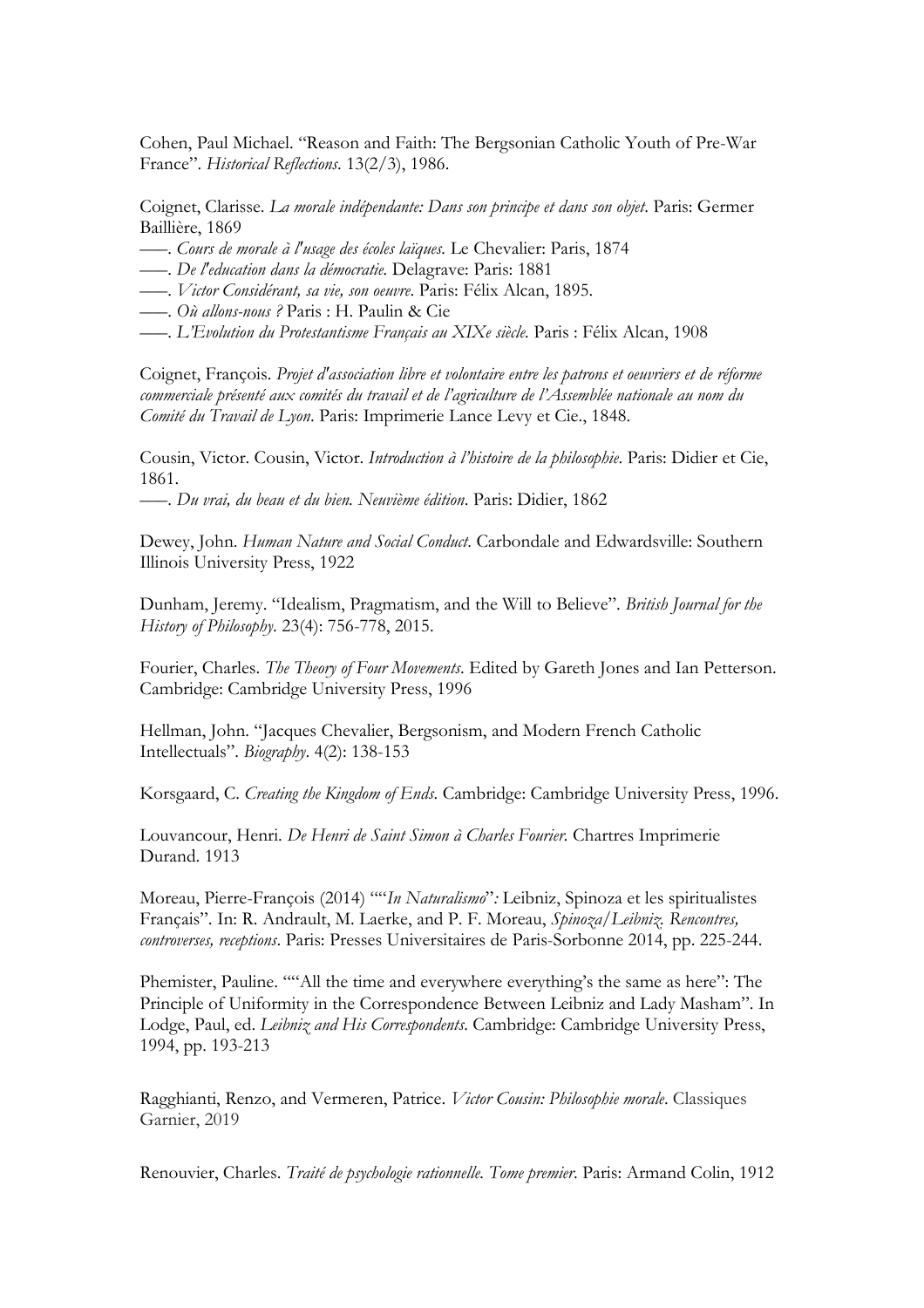Cohen, Paul Michael. "Reason and Faith: The Bergsonian Catholic Youth of Pre-War France". *Historical Reflections*. 13(2/3), 1986.

Coignet, Clarisse. *La morale indépendante: Dans son principe et dans son objet*. Paris: Germer Baillière, 1869

——. *Cours de morale à l'usage des écoles laïques*. Le Chevalier: Paris, 1874

——. *De l'education dans la démocratie*. Delagrave: Paris: 1881

——. *Victor Considérant, sa vie, son oeuvre*. Paris: Félix Alcan, 1895.

——. *Où allons-nous ?* Paris : H. Paulin & Cie

——. *L'Evolution du Protestantisme Français au XIXe siècle*. Paris : Félix Alcan, 1908

Coignet, François. *Projet d'association libre et volontaire entre les patrons et oeuvriers et de réforme commerciale présenté aux comités du travail et de l'agriculture de l'Assemblée nationale au nom du Comité du Travail de Lyon*. Paris: Imprimerie Lance Levy et Cie., 1848.

Cousin, Victor. Cousin, Victor. *Introduction à l'histoire de la philosophie*. Paris: Didier et Cie, 1861.

——. *Du vrai, du beau et du bien. Neuvième édition*. Paris: Didier, 1862

Dewey, John. *Human Nature and Social Conduct*. Carbondale and Edwardsville: Southern Illinois University Press, 1922

Dunham, Jeremy. "Idealism, Pragmatism, and the Will to Believe". *British Journal for the History of Philosophy*. 23(4): 756-778, 2015.

Fourier, Charles. *The Theory of Four Movements*. Edited by Gareth Jones and Ian Petterson. Cambridge: Cambridge University Press, 1996

Hellman, John. "Jacques Chevalier, Bergsonism, and Modern French Catholic Intellectuals". *Biography*. 4(2): 138-153

Korsgaard, C. *Creating the Kingdom of Ends*. Cambridge: Cambridge University Press, 1996.

Louvancour, Henri. *De Henri de Saint Simon à Charles Fourier*. Chartres Imprimerie Durand. 1913

Moreau, Pierre-François (2014) ""*In Naturalismo*"*:* Leibniz, Spinoza et les spiritualistes Français". In: R. Andrault, M. Laerke, and P. F. Moreau, *Spinoza/Leibniz. Rencontres, controverses, receptions*. Paris: Presses Universitaires de Paris-Sorbonne 2014, pp. 225-244.

Phemister, Pauline. ""All the time and everywhere everything's the same as here": The Principle of Uniformity in the Correspondence Between Leibniz and Lady Masham". In Lodge, Paul, ed. *Leibniz and His Correspondents*. Cambridge: Cambridge University Press, 1994, pp. 193-213

Ragghianti, Renzo, and Vermeren, Patrice. *Victor Cousin: Philosophie morale*. Classiques Garnier, 2019

Renouvier, Charles. *Traité de psychologie rationnelle. Tome premier*. Paris: Armand Colin, 1912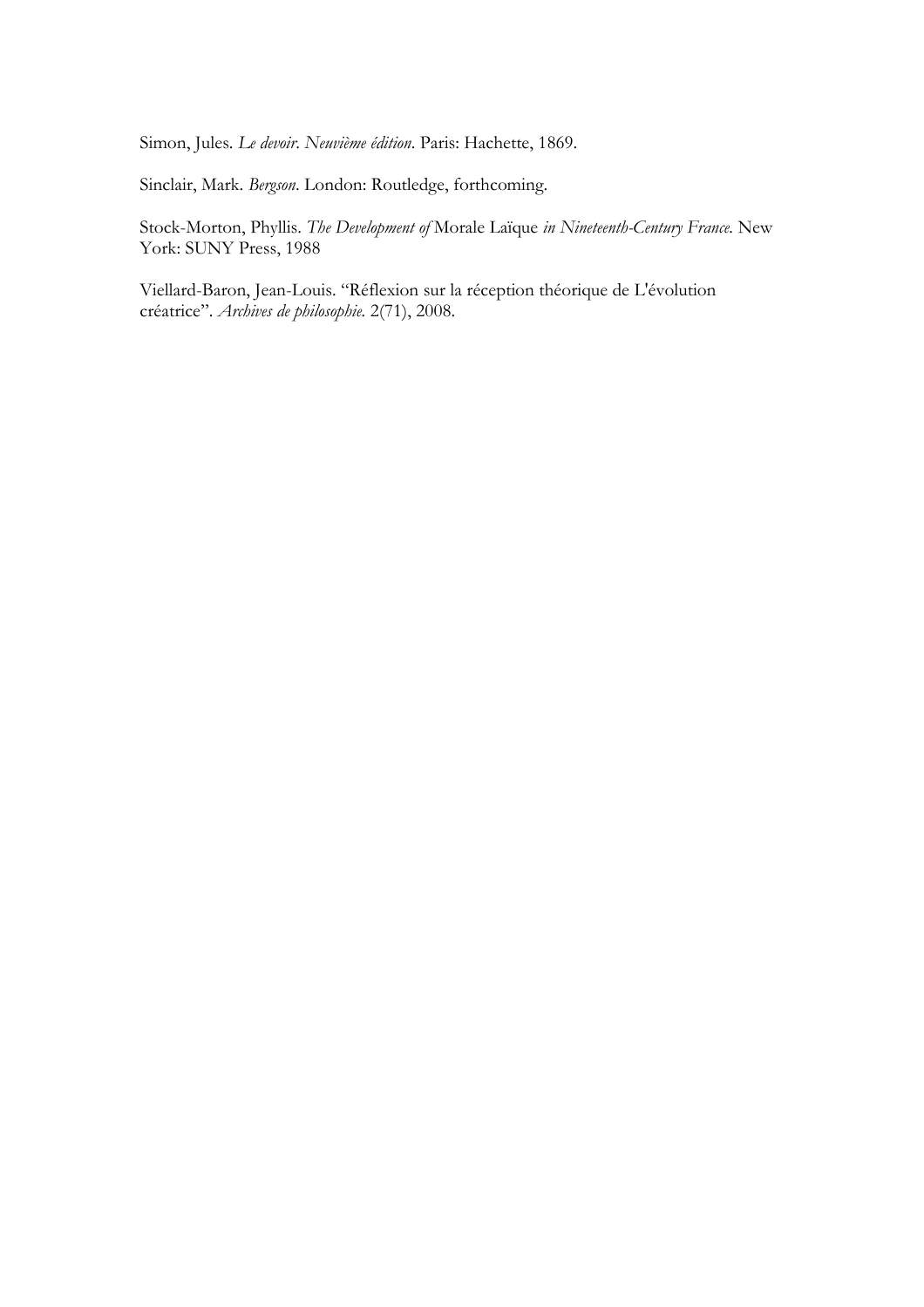Simon, Jules. *Le devoir. Neuvième édition*. Paris: Hachette, 1869.

Sinclair, Mark. *Bergson*. London: Routledge, forthcoming.

Stock-Morton, Phyllis. *The Development of* Morale Laïque *in Nineteenth-Century France.* New York: SUNY Press, 1988

Viellard-Baron, Jean-Louis. "Réflexion sur la réception théorique de L'évolution créatrice". *Archives de philosophie.* 2(71), 2008.